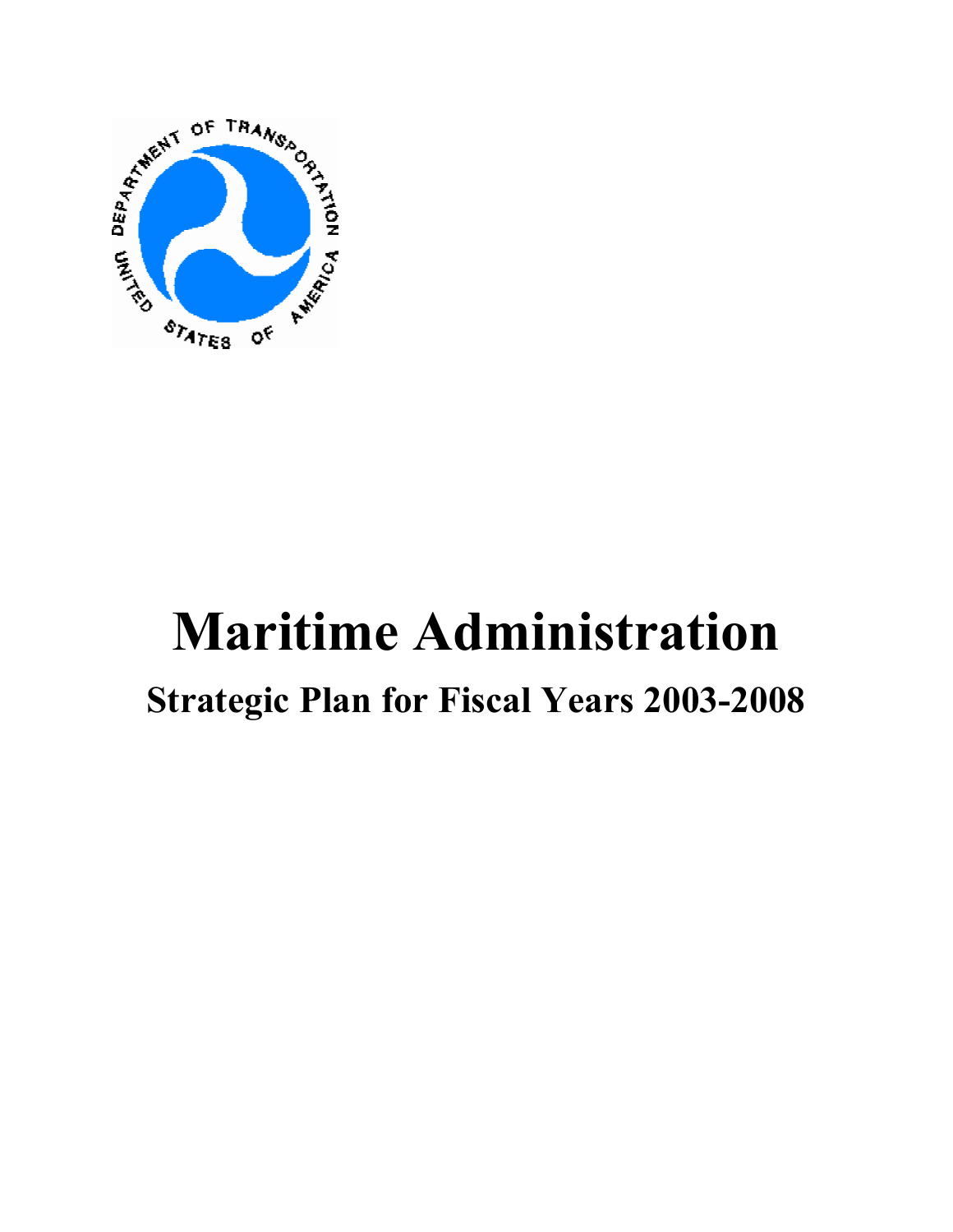# Maritime Administration

## Strategic Plan for Fiscal Years 2003-2008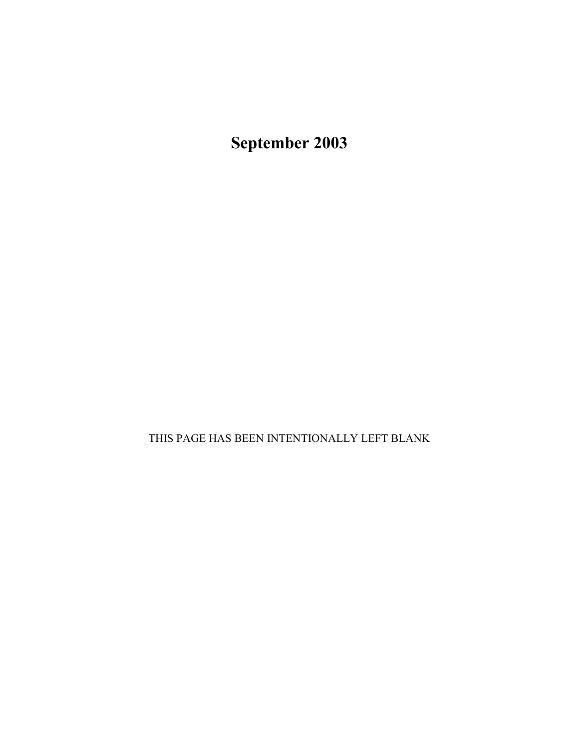**September 2003**

THIS PAGE HAS BEEN INTENTIONALLY LEFT BLANK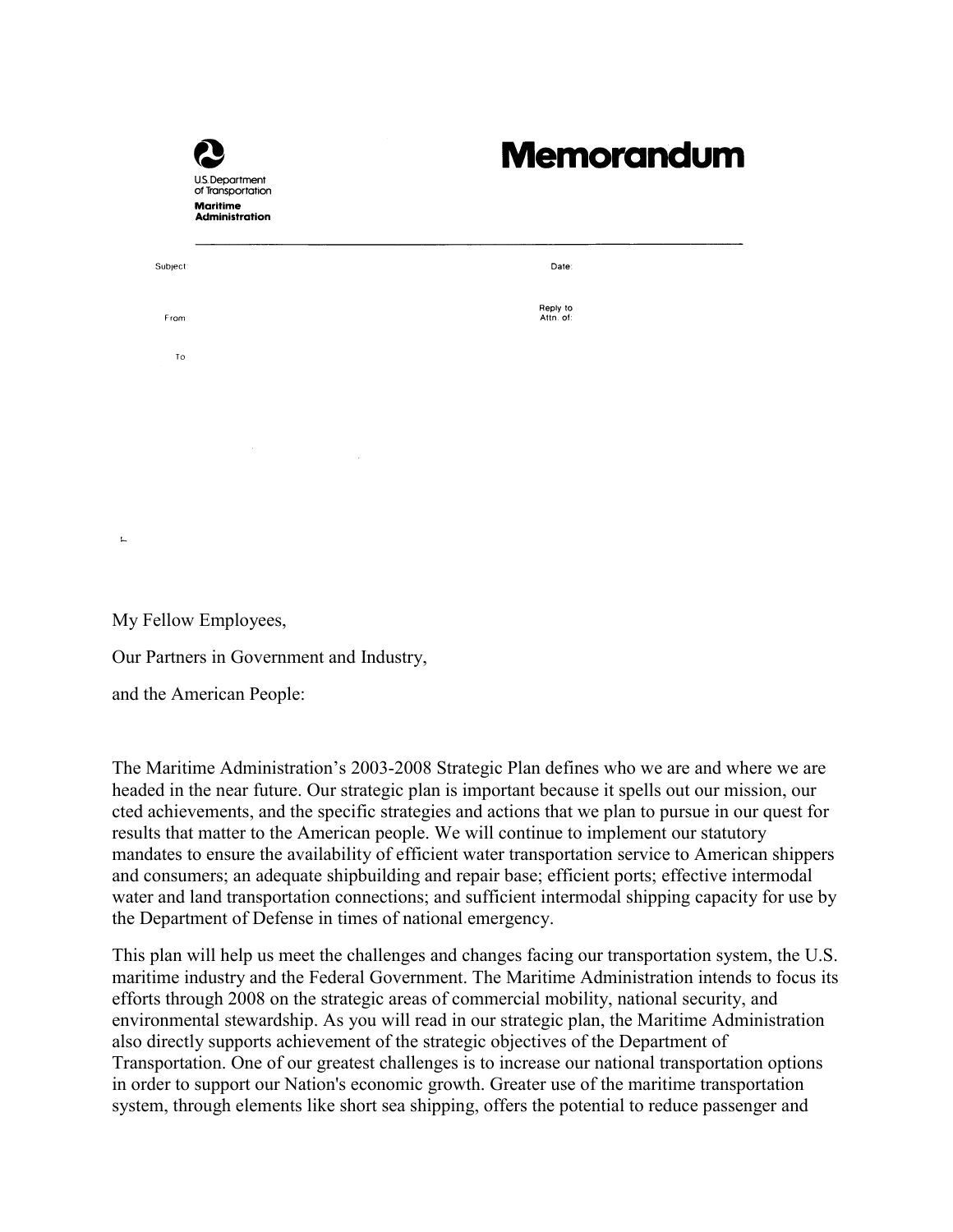U.S. Department of Transportation
**Maritime Administration**

# Memorandum

Subject:

Date:

From:

Reply to Attn. of:

To:

My Fellow Employees,

Our Partners in Government and Industry,

and the American People:

The Maritime Administration's 2003-2008 Strategic Plan defines who we are and where we are headed in the near future. Our strategic plan is important because it spells out our mission, our cted achievements, and the specific strategies and actions that we plan to pursue in our quest for results that matter to the American people. We will continue to implement our statutory mandates to ensure the availability of efficient water transportation service to American shippers and consumers; an adequate shipbuilding and repair base; efficient ports; effective intermodal water and land transportation connections; and sufficient intermodal shipping capacity for use by the Department of Defense in times of national emergency.

This plan will help us meet the challenges and changes facing our transportation system, the U.S. maritime industry and the Federal Government. The Maritime Administration intends to focus its efforts through 2008 on the strategic areas of commercial mobility, national security, and environmental stewardship. As you will read in our strategic plan, the Maritime Administration also directly supports achievement of the strategic objectives of the Department of Transportation. One of our greatest challenges is to increase our national transportation options in order to support our Nation's economic growth. Greater use of the maritime transportation system, through elements like short sea shipping, offers the potential to reduce passenger and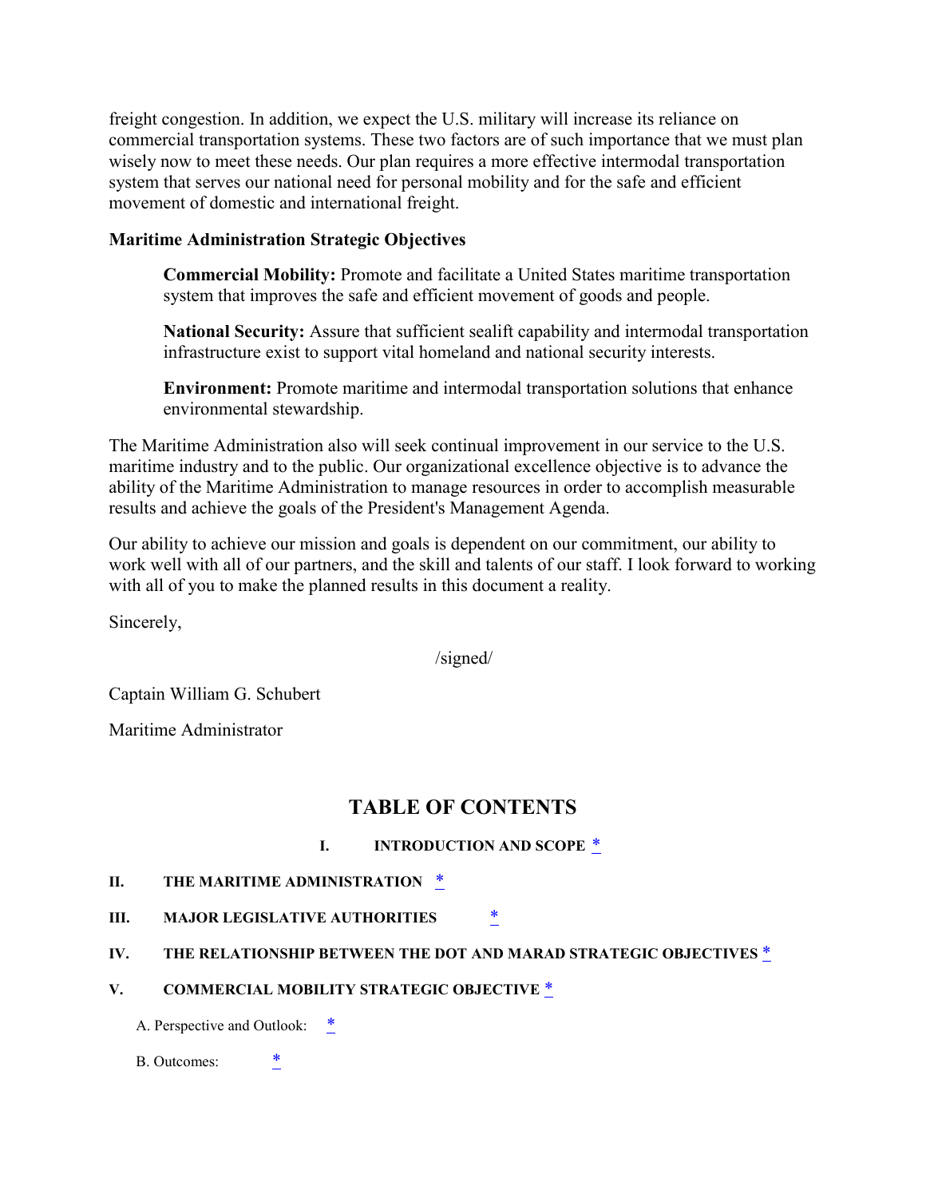freight congestion. In addition, we expect the U.S. military will increase its reliance on commercial transportation systems. These two factors are of such importance that we must plan wisely now to meet these needs. Our plan requires a more effective intermodal transportation system that serves our national need for personal mobility and for the safe and efficient movement of domestic and international freight.

**Maritime Administration Strategic Objectives**

> **Commercial Mobility:** Promote and facilitate a United States maritime transportation system that improves the safe and efficient movement of goods and people.
>
> **National Security:** Assure that sufficient sealift capability and intermodal transportation infrastructure exist to support vital homeland and national security interests.
>
> **Environment:** Promote maritime and intermodal transportation solutions that enhance environmental stewardship.

The Maritime Administration also will seek continual improvement in our service to the U.S. maritime industry and to the public. Our organizational excellence objective is to advance the ability of the Maritime Administration to manage resources in order to accomplish measurable results and achieve the goals of the President's Management Agenda.

Our ability to achieve our mission and goals is dependent on our commitment, our ability to work well with all of our partners, and the skill and talents of our staff. I look forward to working with all of you to make the planned results in this document a reality.

Sincerely,

/signed/

Captain William G. Schubert

Maritime Administrator

## TABLE OF CONTENTS

**I. INTRODUCTION AND SCOPE** *

**II. THE MARITIME ADMINISTRATION** *

**III. MAJOR LEGISLATIVE AUTHORITIES** *

**IV. THE RELATIONSHIP BETWEEN THE DOT AND MARAD STRATEGIC OBJECTIVES** *

**V. COMMERCIAL MOBILITY STRATEGIC OBJECTIVE** *

A. Perspective and Outlook: *

B. Outcomes: *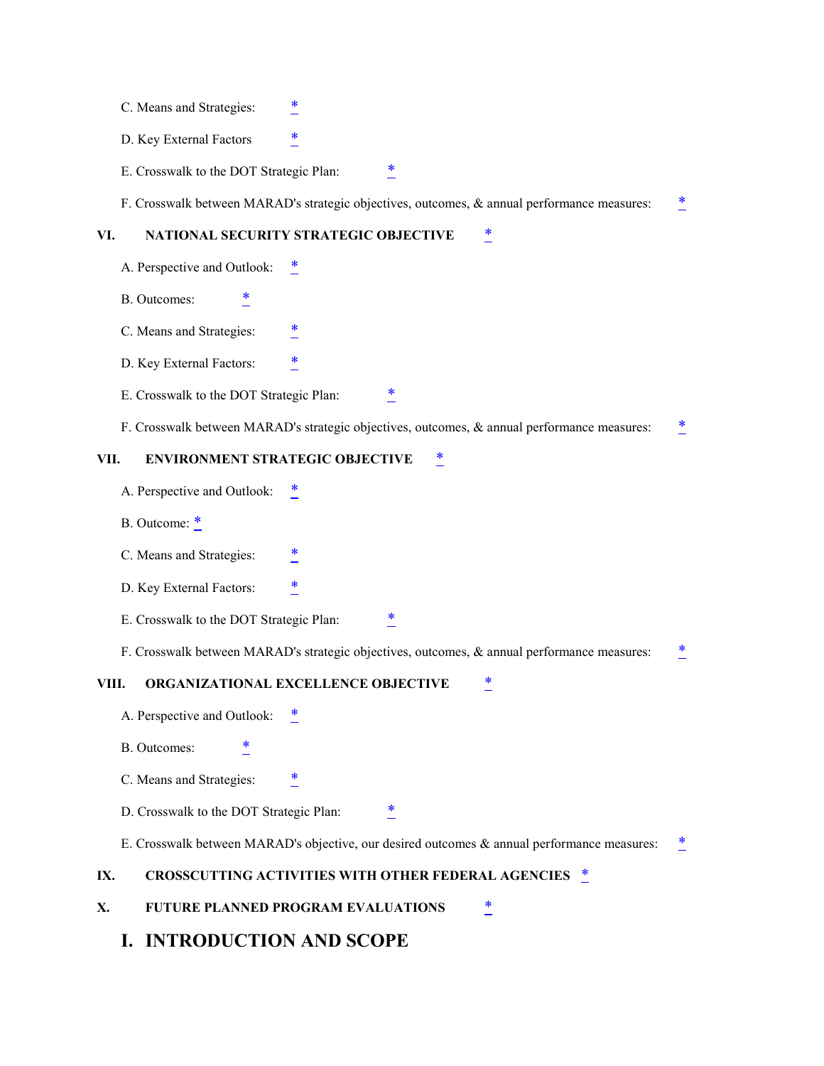C. Means and Strategies: *

D. Key External Factors *

E. Crosswalk to the DOT Strategic Plan: *

F. Crosswalk between MARAD's strategic objectives, outcomes, & annual performance measures: *

**VI. NATIONAL SECURITY STRATEGIC OBJECTIVE** *

A. Perspective and Outlook: *

B. Outcomes: *

C. Means and Strategies: *

D. Key External Factors: *

E. Crosswalk to the DOT Strategic Plan: *

F. Crosswalk between MARAD's strategic objectives, outcomes, & annual performance measures: *

**VII. ENVIRONMENT STRATEGIC OBJECTIVE** *

A. Perspective and Outlook: *

B. Outcome: *

C. Means and Strategies: *

D. Key External Factors: *

E. Crosswalk to the DOT Strategic Plan: *

F. Crosswalk between MARAD's strategic objectives, outcomes, & annual performance measures: *

**VIII. ORGANIZATIONAL EXCELLENCE OBJECTIVE** *

A. Perspective and Outlook: *

B. Outcomes: *

C. Means and Strategies: *

D. Crosswalk to the DOT Strategic Plan: *

E. Crosswalk between MARAD's objective, our desired outcomes & annual performance measures: *

**IX. CROSSCUTTING ACTIVITIES WITH OTHER FEDERAL AGENCIES** *

**X. FUTURE PLANNED PROGRAM EVALUATIONS** *

# I. INTRODUCTION AND SCOPE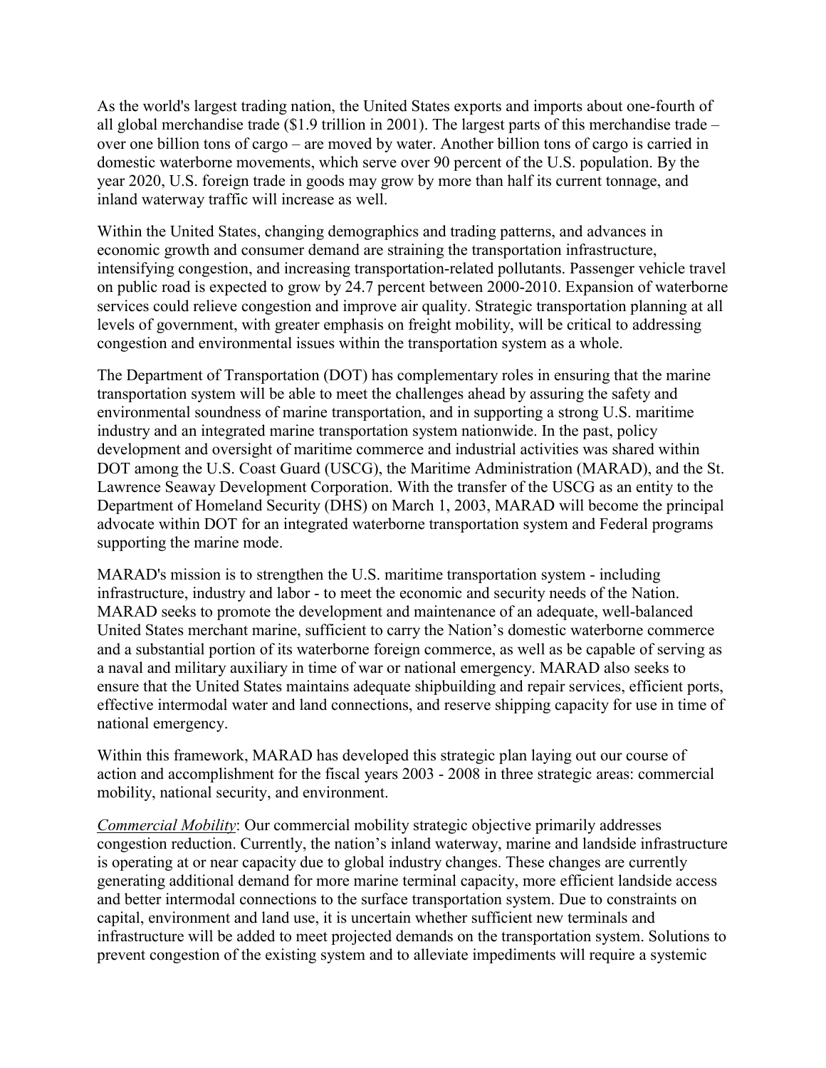As the world's largest trading nation, the United States exports and imports about one-fourth of all global merchandise trade ($1.9 trillion in 2001). The largest parts of this merchandise trade – over one billion tons of cargo – are moved by water. Another billion tons of cargo is carried in domestic waterborne movements, which serve over 90 percent of the U.S. population. By the year 2020, U.S. foreign trade in goods may grow by more than half its current tonnage, and inland waterway traffic will increase as well.

Within the United States, changing demographics and trading patterns, and advances in economic growth and consumer demand are straining the transportation infrastructure, intensifying congestion, and increasing transportation-related pollutants. Passenger vehicle travel on public road is expected to grow by 24.7 percent between 2000-2010. Expansion of waterborne services could relieve congestion and improve air quality. Strategic transportation planning at all levels of government, with greater emphasis on freight mobility, will be critical to addressing congestion and environmental issues within the transportation system as a whole.

The Department of Transportation (DOT) has complementary roles in ensuring that the marine transportation system will be able to meet the challenges ahead by assuring the safety and environmental soundness of marine transportation, and in supporting a strong U.S. maritime industry and an integrated marine transportation system nationwide. In the past, policy development and oversight of maritime commerce and industrial activities was shared within DOT among the U.S. Coast Guard (USCG), the Maritime Administration (MARAD), and the St. Lawrence Seaway Development Corporation. With the transfer of the USCG as an entity to the Department of Homeland Security (DHS) on March 1, 2003, MARAD will become the principal advocate within DOT for an integrated waterborne transportation system and Federal programs supporting the marine mode.

MARAD's mission is to strengthen the U.S. maritime transportation system - including infrastructure, industry and labor - to meet the economic and security needs of the Nation. MARAD seeks to promote the development and maintenance of an adequate, well-balanced United States merchant marine, sufficient to carry the Nation's domestic waterborne commerce and a substantial portion of its waterborne foreign commerce, as well as be capable of serving as a naval and military auxiliary in time of war or national emergency. MARAD also seeks to ensure that the United States maintains adequate shipbuilding and repair services, efficient ports, effective intermodal water and land connections, and reserve shipping capacity for use in time of national emergency.

Within this framework, MARAD has developed this strategic plan laying out our course of action and accomplishment for the fiscal years 2003 - 2008 in three strategic areas: commercial mobility, national security, and environment.

*Commercial Mobility*: Our commercial mobility strategic objective primarily addresses congestion reduction. Currently, the nation's inland waterway, marine and landside infrastructure is operating at or near capacity due to global industry changes. These changes are currently generating additional demand for more marine terminal capacity, more efficient landside access and better intermodal connections to the surface transportation system. Due to constraints on capital, environment and land use, it is uncertain whether sufficient new terminals and infrastructure will be added to meet projected demands on the transportation system. Solutions to prevent congestion of the existing system and to alleviate impediments will require a systemic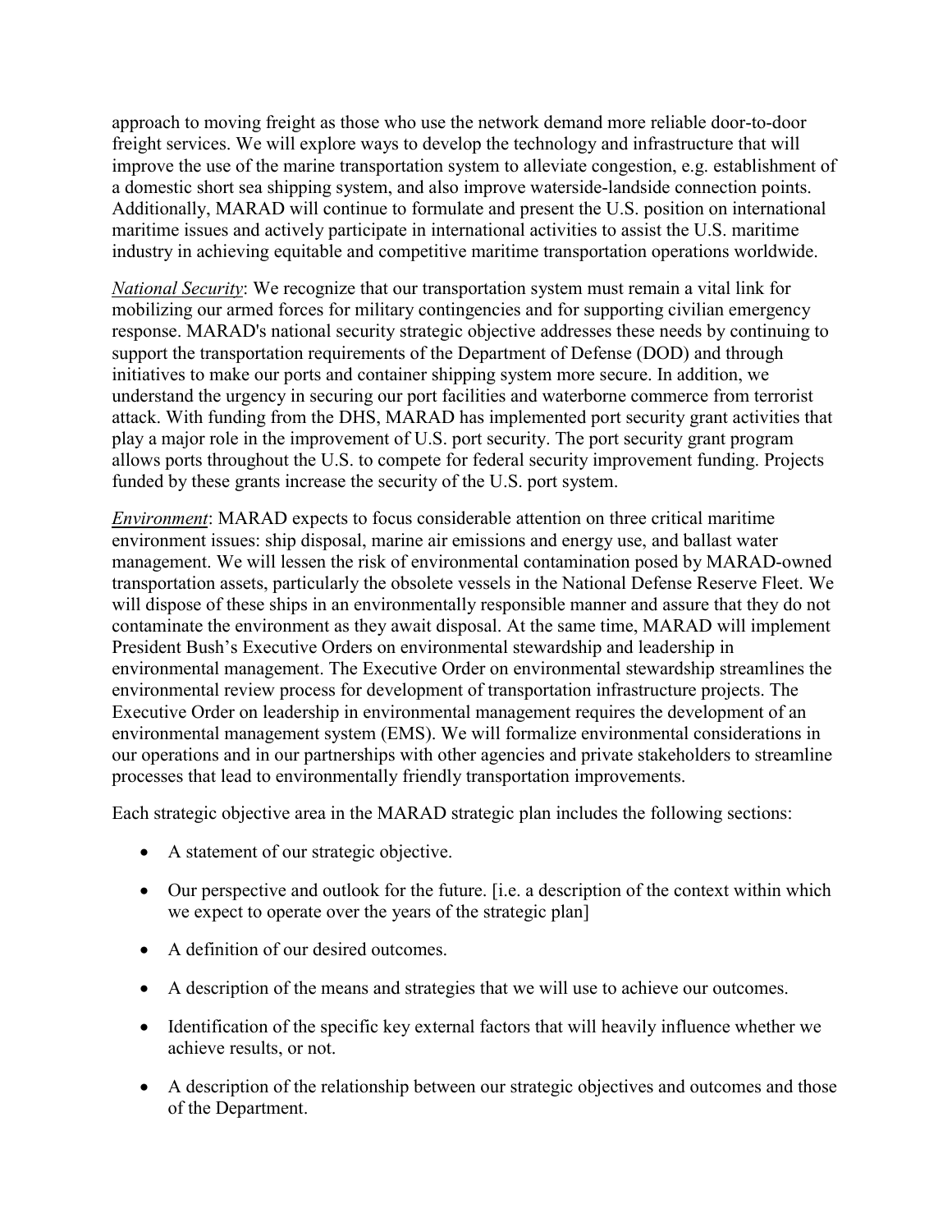approach to moving freight as those who use the network demand more reliable door-to-door freight services. We will explore ways to develop the technology and infrastructure that will improve the use of the marine transportation system to alleviate congestion, e.g. establishment of a domestic short sea shipping system, and also improve waterside-landside connection points. Additionally, MARAD will continue to formulate and present the U.S. position on international maritime issues and actively participate in international activities to assist the U.S. maritime industry in achieving equitable and competitive maritime transportation operations worldwide.

*National Security*: We recognize that our transportation system must remain a vital link for mobilizing our armed forces for military contingencies and for supporting civilian emergency response. MARAD's national security strategic objective addresses these needs by continuing to support the transportation requirements of the Department of Defense (DOD) and through initiatives to make our ports and container shipping system more secure. In addition, we understand the urgency in securing our port facilities and waterborne commerce from terrorist attack. With funding from the DHS, MARAD has implemented port security grant activities that play a major role in the improvement of U.S. port security. The port security grant program allows ports throughout the U.S. to compete for federal security improvement funding. Projects funded by these grants increase the security of the U.S. port system.

*Environment*: MARAD expects to focus considerable attention on three critical maritime environment issues: ship disposal, marine air emissions and energy use, and ballast water management. We will lessen the risk of environmental contamination posed by MARAD-owned transportation assets, particularly the obsolete vessels in the National Defense Reserve Fleet. We will dispose of these ships in an environmentally responsible manner and assure that they do not contaminate the environment as they await disposal. At the same time, MARAD will implement President Bush's Executive Orders on environmental stewardship and leadership in environmental management. The Executive Order on environmental stewardship streamlines the environmental review process for development of transportation infrastructure projects. The Executive Order on leadership in environmental management requires the development of an environmental management system (EMS). We will formalize environmental considerations in our operations and in our partnerships with other agencies and private stakeholders to streamline processes that lead to environmentally friendly transportation improvements.

Each strategic objective area in the MARAD strategic plan includes the following sections:

- A statement of our strategic objective.
- Our perspective and outlook for the future. [i.e. a description of the context within which we expect to operate over the years of the strategic plan]
- A definition of our desired outcomes.
- A description of the means and strategies that we will use to achieve our outcomes.
- Identification of the specific key external factors that will heavily influence whether we achieve results, or not.
- A description of the relationship between our strategic objectives and outcomes and those of the Department.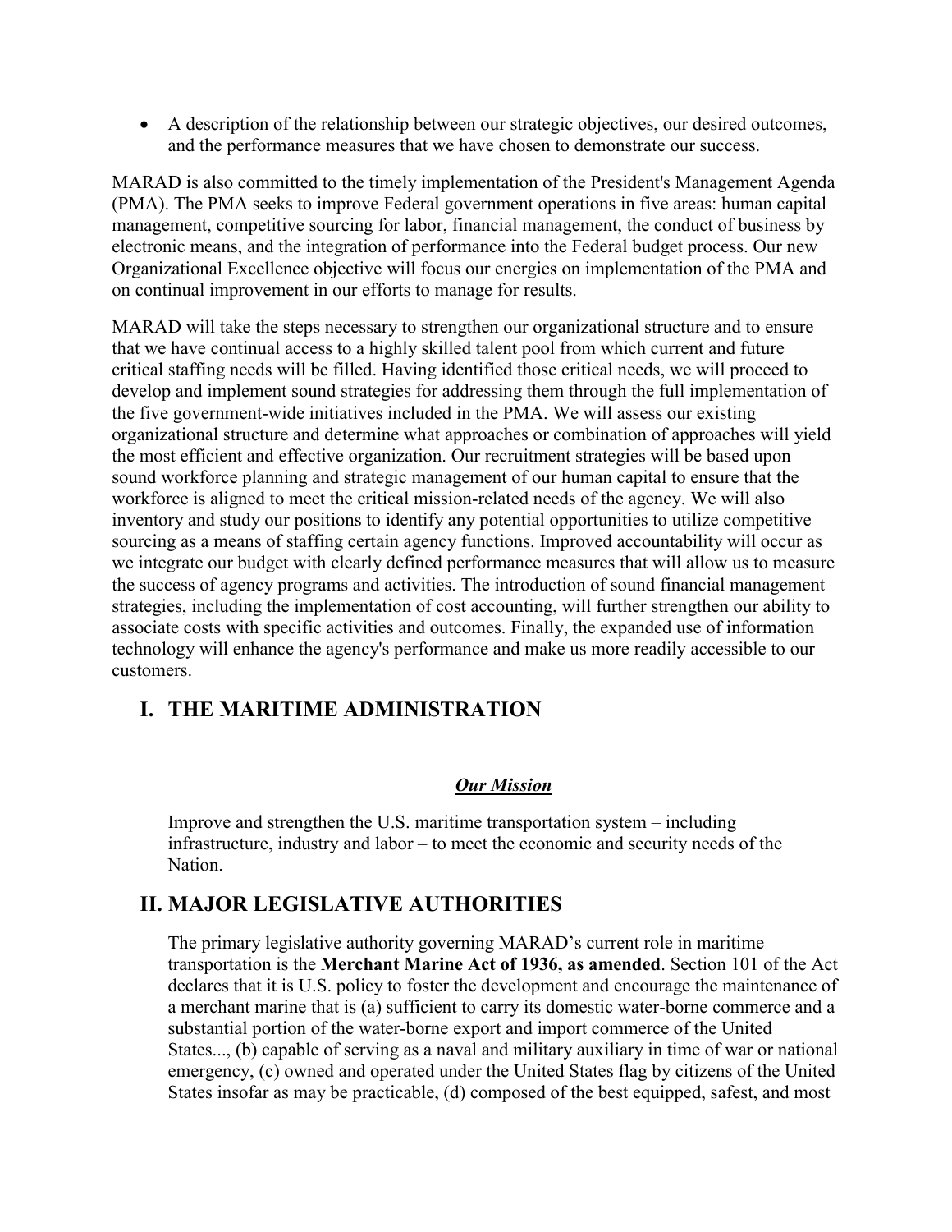- A description of the relationship between our strategic objectives, our desired outcomes, and the performance measures that we have chosen to demonstrate our success.

MARAD is also committed to the timely implementation of the President's Management Agenda (PMA). The PMA seeks to improve Federal government operations in five areas: human capital management, competitive sourcing for labor, financial management, the conduct of business by electronic means, and the integration of performance into the Federal budget process. Our new Organizational Excellence objective will focus our energies on implementation of the PMA and on continual improvement in our efforts to manage for results.

MARAD will take the steps necessary to strengthen our organizational structure and to ensure that we have continual access to a highly skilled talent pool from which current and future critical staffing needs will be filled. Having identified those critical needs, we will proceed to develop and implement sound strategies for addressing them through the full implementation of the five government-wide initiatives included in the PMA. We will assess our existing organizational structure and determine what approaches or combination of approaches will yield the most efficient and effective organization. Our recruitment strategies will be based upon sound workforce planning and strategic management of our human capital to ensure that the workforce is aligned to meet the critical mission-related needs of the agency. We will also inventory and study our positions to identify any potential opportunities to utilize competitive sourcing as a means of staffing certain agency functions. Improved accountability will occur as we integrate our budget with clearly defined performance measures that will allow us to measure the success of agency programs and activities. The introduction of sound financial management strategies, including the implementation of cost accounting, will further strengthen our ability to associate costs with specific activities and outcomes. Finally, the expanded use of information technology will enhance the agency's performance and make us more readily accessible to our customers.

# I. THE MARITIME ADMINISTRATION

***Our Mission***

Improve and strengthen the U.S. maritime transportation system – including infrastructure, industry and labor – to meet the economic and security needs of the Nation.

# II. MAJOR LEGISLATIVE AUTHORITIES

The primary legislative authority governing MARAD's current role in maritime transportation is the **Merchant Marine Act of 1936, as amended**. Section 101 of the Act declares that it is U.S. policy to foster the development and encourage the maintenance of a merchant marine that is (a) sufficient to carry its domestic water-borne commerce and a substantial portion of the water-borne export and import commerce of the United States..., (b) capable of serving as a naval and military auxiliary in time of war or national emergency, (c) owned and operated under the United States flag by citizens of the United States insofar as may be practicable, (d) composed of the best equipped, safest, and most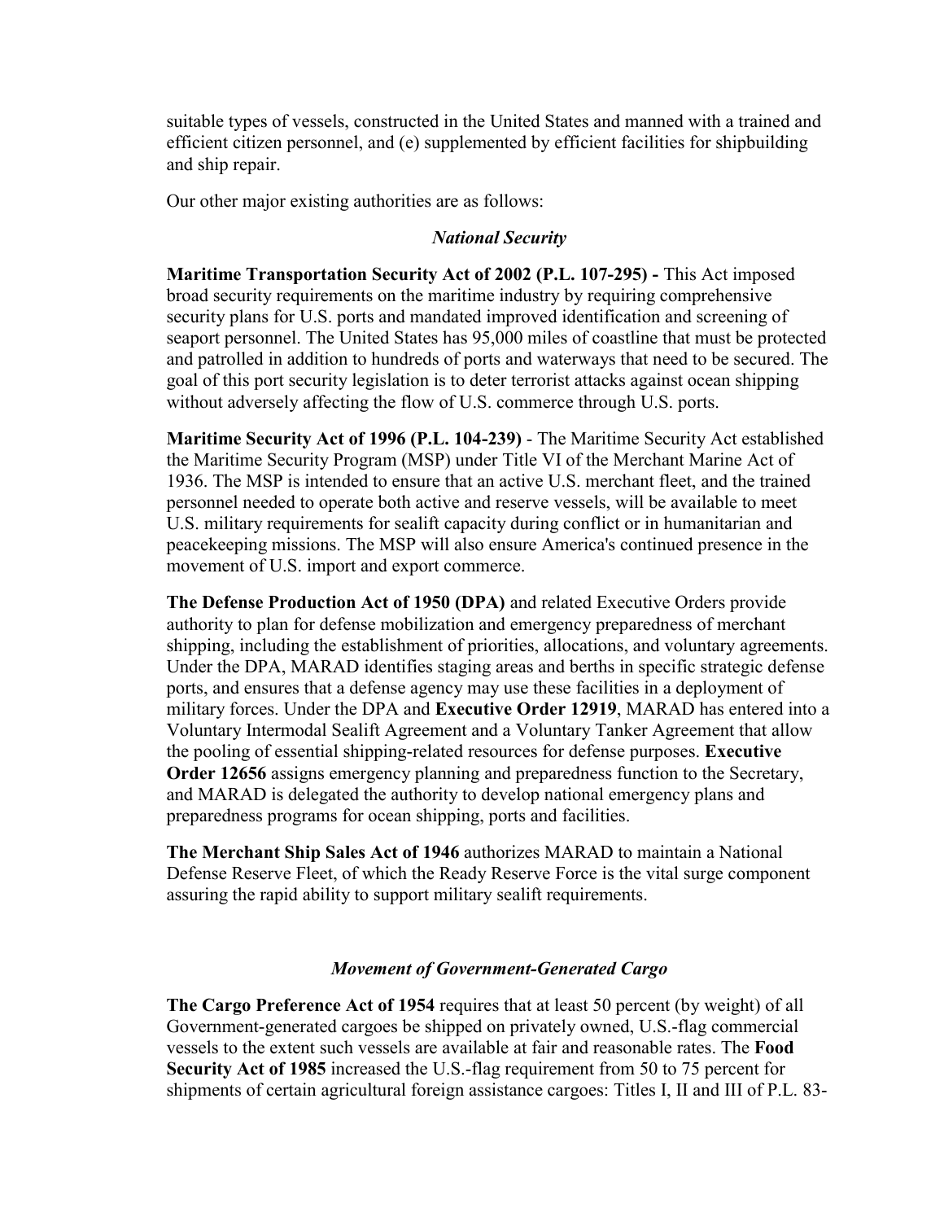suitable types of vessels, constructed in the United States and manned with a trained and efficient citizen personnel, and (e) supplemented by efficient facilities for shipbuilding and ship repair.

Our other major existing authorities are as follows:

### *National Security*

**Maritime Transportation Security Act of 2002 (P.L. 107-295) -** This Act imposed broad security requirements on the maritime industry by requiring comprehensive security plans for U.S. ports and mandated improved identification and screening of seaport personnel. The United States has 95,000 miles of coastline that must be protected and patrolled in addition to hundreds of ports and waterways that need to be secured. The goal of this port security legislation is to deter terrorist attacks against ocean shipping without adversely affecting the flow of U.S. commerce through U.S. ports.

**Maritime Security Act of 1996 (P.L. 104-239)** - The Maritime Security Act established the Maritime Security Program (MSP) under Title VI of the Merchant Marine Act of 1936. The MSP is intended to ensure that an active U.S. merchant fleet, and the trained personnel needed to operate both active and reserve vessels, will be available to meet U.S. military requirements for sealift capacity during conflict or in humanitarian and peacekeeping missions. The MSP will also ensure America's continued presence in the movement of U.S. import and export commerce.

**The Defense Production Act of 1950 (DPA)** and related Executive Orders provide authority to plan for defense mobilization and emergency preparedness of merchant shipping, including the establishment of priorities, allocations, and voluntary agreements. Under the DPA, MARAD identifies staging areas and berths in specific strategic defense ports, and ensures that a defense agency may use these facilities in a deployment of military forces. Under the DPA and **Executive Order 12919**, MARAD has entered into a Voluntary Intermodal Sealift Agreement and a Voluntary Tanker Agreement that allow the pooling of essential shipping-related resources for defense purposes. **Executive Order 12656** assigns emergency planning and preparedness function to the Secretary, and MARAD is delegated the authority to develop national emergency plans and preparedness programs for ocean shipping, ports and facilities.

**The Merchant Ship Sales Act of 1946** authorizes MARAD to maintain a National Defense Reserve Fleet, of which the Ready Reserve Force is the vital surge component assuring the rapid ability to support military sealift requirements.

### *Movement of Government-Generated Cargo*

**The Cargo Preference Act of 1954** requires that at least 50 percent (by weight) of all Government-generated cargoes be shipped on privately owned, U.S.-flag commercial vessels to the extent such vessels are available at fair and reasonable rates. The **Food Security Act of 1985** increased the U.S.-flag requirement from 50 to 75 percent for shipments of certain agricultural foreign assistance cargoes: Titles I, II and III of P.L. 83-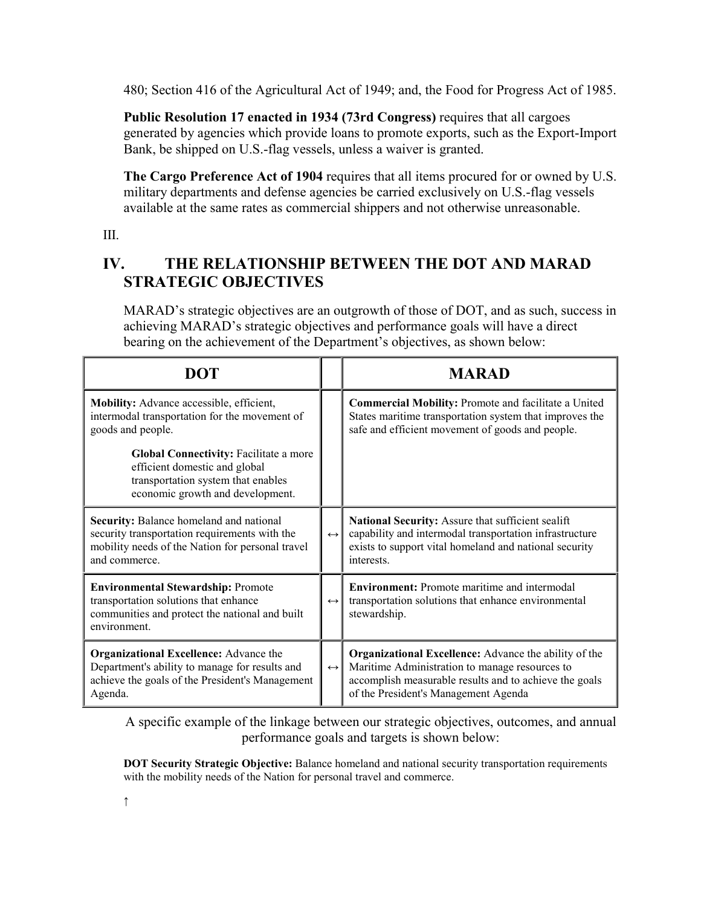480; Section 416 of the Agricultural Act of 1949; and, the Food for Progress Act of 1985.

**Public Resolution 17 enacted in 1934 (73rd Congress)** requires that all cargoes generated by agencies which provide loans to promote exports, such as the Export-Import Bank, be shipped on U.S.-flag vessels, unless a waiver is granted.

**The Cargo Preference Act of 1904** requires that all items procured for or owned by U.S. military departments and defense agencies be carried exclusively on U.S.-flag vessels available at the same rates as commercial shippers and not otherwise unreasonable.

III.

## IV. THE RELATIONSHIP BETWEEN THE DOT AND MARAD STRATEGIC OBJECTIVES

MARAD's strategic objectives are an outgrowth of those of DOT, and as such, success in achieving MARAD's strategic objectives and performance goals will have a direct bearing on the achievement of the Department's objectives, as shown below:

| DOT | | MARAD |
|---|---|---|
| **Mobility:** Advance accessible, efficient, intermodal transportation for the movement of goods and people.<br><br>**Global Connectivity:** Facilitate a more efficient domestic and global transportation system that enables economic growth and development. | | **Commercial Mobility:** Promote and facilitate a United States maritime transportation system that improves the safe and efficient movement of goods and people. |
| **Security:** Balance homeland and national security transportation requirements with the mobility needs of the Nation for personal travel and commerce. | ↔ | **National Security:** Assure that sufficient sealift capability and intermodal transportation infrastructure exists to support vital homeland and national security interests. |
| **Environmental Stewardship:** Promote transportation solutions that enhance communities and protect the national and built environment. | ↔ | **Environment:** Promote maritime and intermodal transportation solutions that enhance environmental stewardship. |
| **Organizational Excellence:** Advance the Department's ability to manage for results and achieve the goals of the President's Management Agenda. | ↔ | **Organizational Excellence:** Advance the ability of the Maritime Administration to manage resources to accomplish measurable results and to achieve the goals of the President's Management Agenda |

A specific example of the linkage between our strategic objectives, outcomes, and annual performance goals and targets is shown below:

**DOT Security Strategic Objective:** Balance homeland and national security transportation requirements with the mobility needs of the Nation for personal travel and commerce.

↑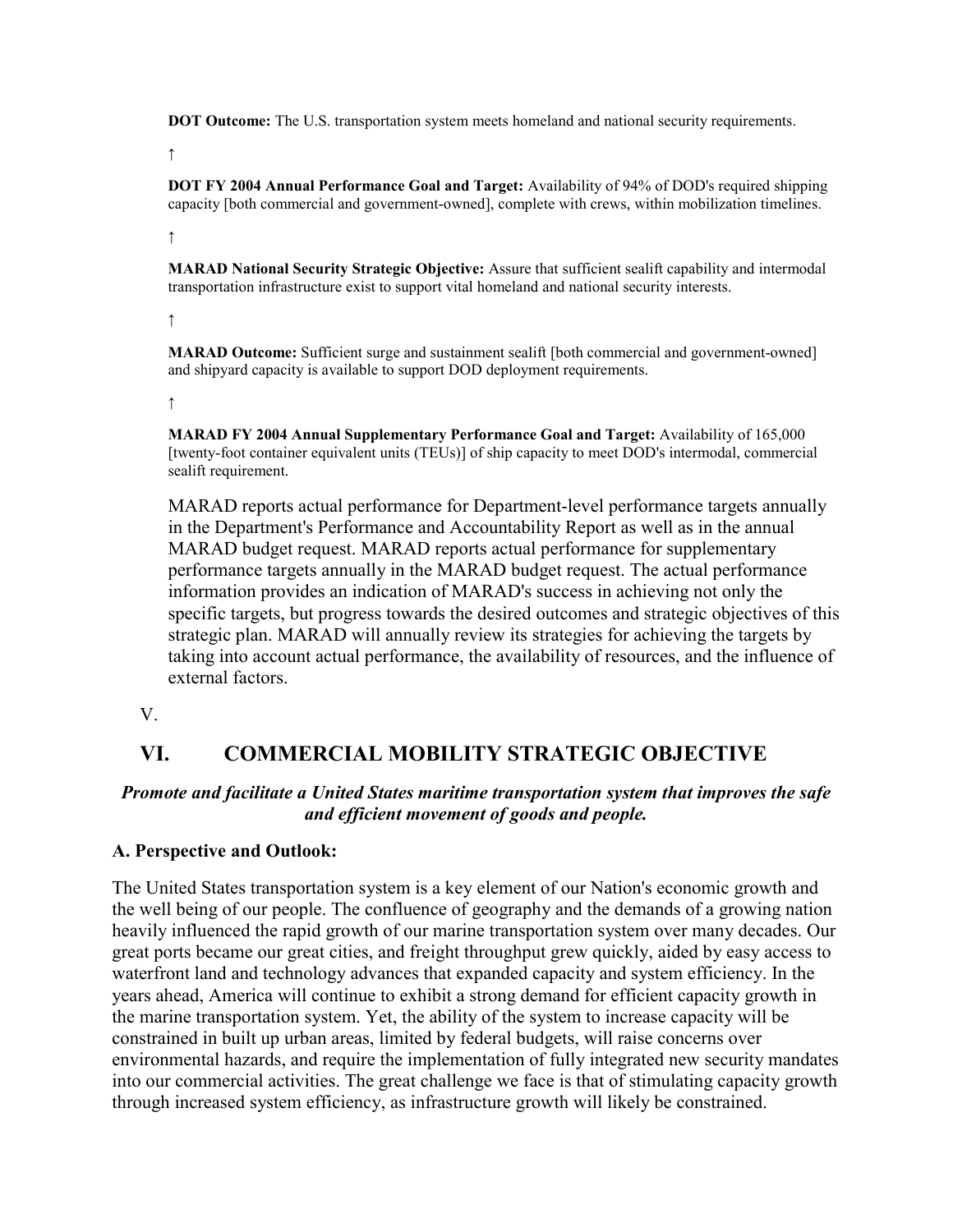**DOT Outcome:** The U.S. transportation system meets homeland and national security requirements.

↑

**DOT FY 2004 Annual Performance Goal and Target:** Availability of 94% of DOD's required shipping capacity [both commercial and government-owned], complete with crews, within mobilization timelines.

↑

**MARAD National Security Strategic Objective:** Assure that sufficient sealift capability and intermodal transportation infrastructure exist to support vital homeland and national security interests.

↑

**MARAD Outcome:** Sufficient surge and sustainment sealift [both commercial and government-owned] and shipyard capacity is available to support DOD deployment requirements.

↑

**MARAD FY 2004 Annual Supplementary Performance Goal and Target:** Availability of 165,000 [twenty-foot container equivalent units (TEUs)] of ship capacity to meet DOD's intermodal, commercial sealift requirement.

MARAD reports actual performance for Department-level performance targets annually in the Department's Performance and Accountability Report as well as in the annual MARAD budget request. MARAD reports actual performance for supplementary performance targets annually in the MARAD budget request. The actual performance information provides an indication of MARAD's success in achieving not only the specific targets, but progress towards the desired outcomes and strategic objectives of this strategic plan. MARAD will annually review its strategies for achieving the targets by taking into account actual performance, the availability of resources, and the influence of external factors.

V.

## VI. COMMERCIAL MOBILITY STRATEGIC OBJECTIVE

***Promote and facilitate a United States maritime transportation system that improves the safe and efficient movement of goods and people.***

### A. Perspective and Outlook:

The United States transportation system is a key element of our Nation's economic growth and the well being of our people. The confluence of geography and the demands of a growing nation heavily influenced the rapid growth of our marine transportation system over many decades. Our great ports became our great cities, and freight throughput grew quickly, aided by easy access to waterfront land and technology advances that expanded capacity and system efficiency. In the years ahead, America will continue to exhibit a strong demand for efficient capacity growth in the marine transportation system. Yet, the ability of the system to increase capacity will be constrained in built up urban areas, limited by federal budgets, will raise concerns over environmental hazards, and require the implementation of fully integrated new security mandates into our commercial activities. The great challenge we face is that of stimulating capacity growth through increased system efficiency, as infrastructure growth will likely be constrained.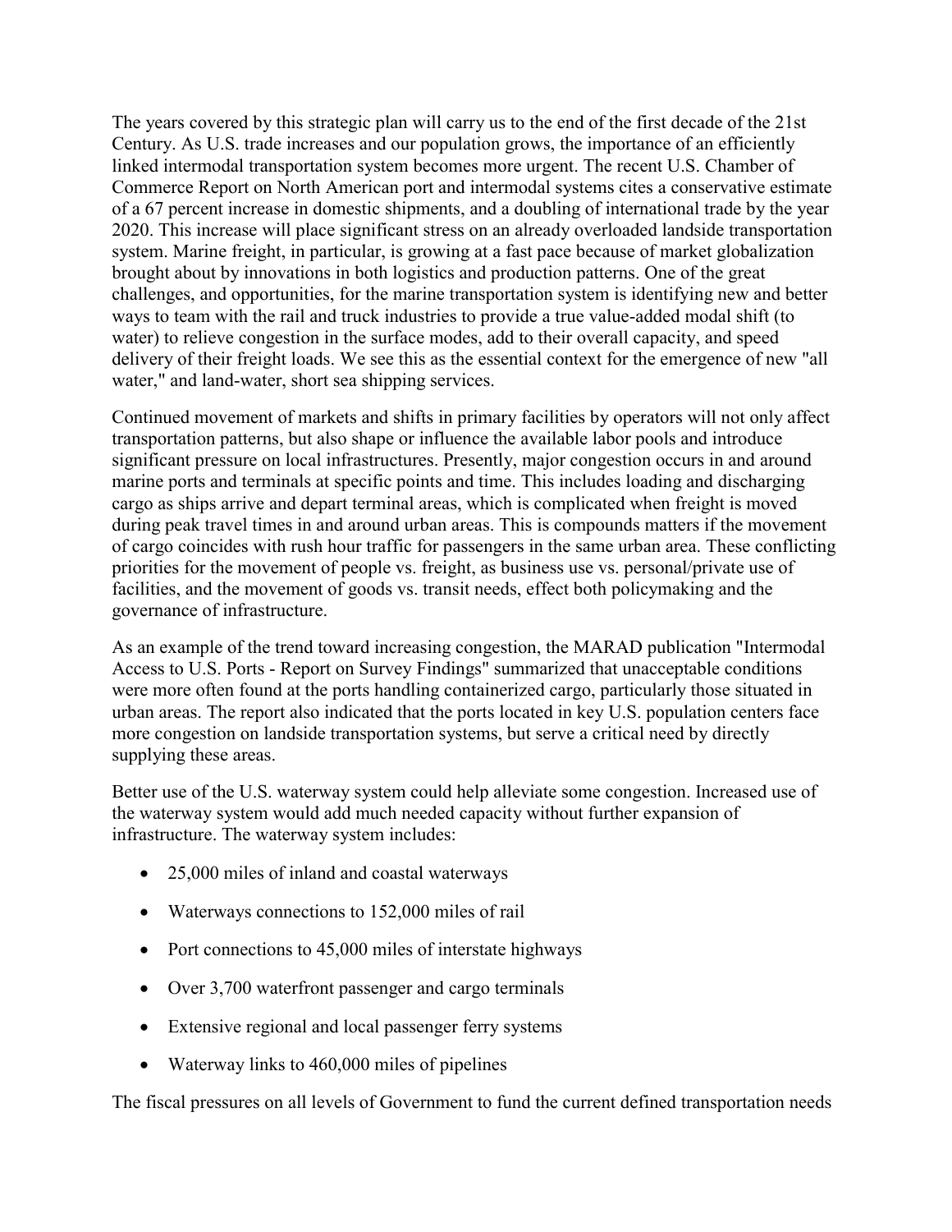The years covered by this strategic plan will carry us to the end of the first decade of the 21st Century. As U.S. trade increases and our population grows, the importance of an efficiently linked intermodal transportation system becomes more urgent. The recent U.S. Chamber of Commerce Report on North American port and intermodal systems cites a conservative estimate of a 67 percent increase in domestic shipments, and a doubling of international trade by the year 2020. This increase will place significant stress on an already overloaded landside transportation system. Marine freight, in particular, is growing at a fast pace because of market globalization brought about by innovations in both logistics and production patterns. One of the great challenges, and opportunities, for the marine transportation system is identifying new and better ways to team with the rail and truck industries to provide a true value-added modal shift (to water) to relieve congestion in the surface modes, add to their overall capacity, and speed delivery of their freight loads. We see this as the essential context for the emergence of new "all water," and land-water, short sea shipping services.

Continued movement of markets and shifts in primary facilities by operators will not only affect transportation patterns, but also shape or influence the available labor pools and introduce significant pressure on local infrastructures. Presently, major congestion occurs in and around marine ports and terminals at specific points and time. This includes loading and discharging cargo as ships arrive and depart terminal areas, which is complicated when freight is moved during peak travel times in and around urban areas. This is compounds matters if the movement of cargo coincides with rush hour traffic for passengers in the same urban area. These conflicting priorities for the movement of people vs. freight, as business use vs. personal/private use of facilities, and the movement of goods vs. transit needs, effect both policymaking and the governance of infrastructure.

As an example of the trend toward increasing congestion, the MARAD publication "Intermodal Access to U.S. Ports - Report on Survey Findings" summarized that unacceptable conditions were more often found at the ports handling containerized cargo, particularly those situated in urban areas. The report also indicated that the ports located in key U.S. population centers face more congestion on landside transportation systems, but serve a critical need by directly supplying these areas.

Better use of the U.S. waterway system could help alleviate some congestion. Increased use of the waterway system would add much needed capacity without further expansion of infrastructure. The waterway system includes:

- 25,000 miles of inland and coastal waterways
- Waterways connections to 152,000 miles of rail
- Port connections to 45,000 miles of interstate highways
- Over 3,700 waterfront passenger and cargo terminals
- Extensive regional and local passenger ferry systems
- Waterway links to 460,000 miles of pipelines

The fiscal pressures on all levels of Government to fund the current defined transportation needs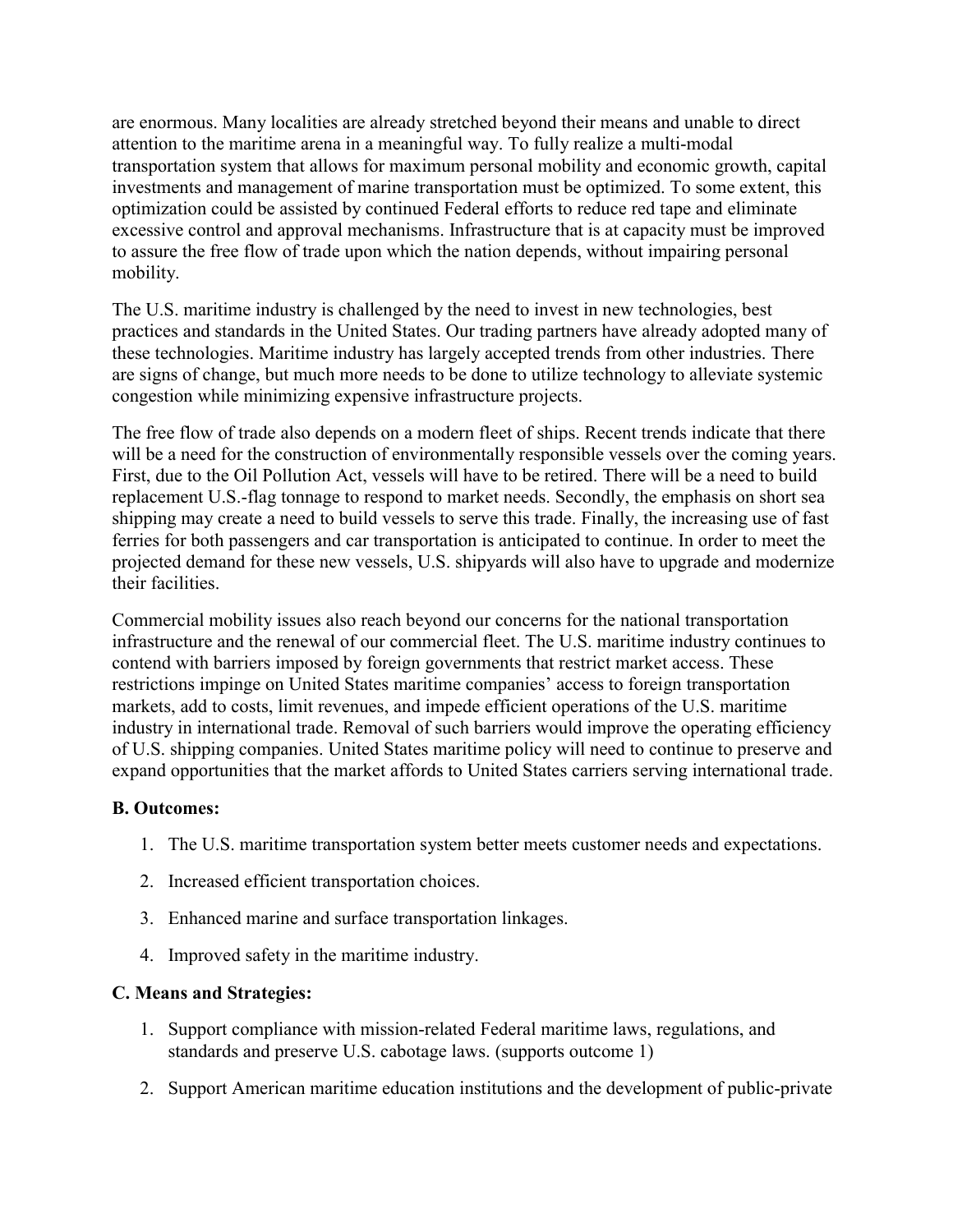are enormous. Many localities are already stretched beyond their means and unable to direct attention to the maritime arena in a meaningful way. To fully realize a multi-modal transportation system that allows for maximum personal mobility and economic growth, capital investments and management of marine transportation must be optimized. To some extent, this optimization could be assisted by continued Federal efforts to reduce red tape and eliminate excessive control and approval mechanisms. Infrastructure that is at capacity must be improved to assure the free flow of trade upon which the nation depends, without impairing personal mobility.

The U.S. maritime industry is challenged by the need to invest in new technologies, best practices and standards in the United States. Our trading partners have already adopted many of these technologies. Maritime industry has largely accepted trends from other industries. There are signs of change, but much more needs to be done to utilize technology to alleviate systemic congestion while minimizing expensive infrastructure projects.

The free flow of trade also depends on a modern fleet of ships. Recent trends indicate that there will be a need for the construction of environmentally responsible vessels over the coming years. First, due to the Oil Pollution Act, vessels will have to be retired. There will be a need to build replacement U.S.-flag tonnage to respond to market needs. Secondly, the emphasis on short sea shipping may create a need to build vessels to serve this trade. Finally, the increasing use of fast ferries for both passengers and car transportation is anticipated to continue. In order to meet the projected demand for these new vessels, U.S. shipyards will also have to upgrade and modernize their facilities.

Commercial mobility issues also reach beyond our concerns for the national transportation infrastructure and the renewal of our commercial fleet. The U.S. maritime industry continues to contend with barriers imposed by foreign governments that restrict market access. These restrictions impinge on United States maritime companies' access to foreign transportation markets, add to costs, limit revenues, and impede efficient operations of the U.S. maritime industry in international trade. Removal of such barriers would improve the operating efficiency of U.S. shipping companies. United States maritime policy will need to continue to preserve and expand opportunities that the market affords to United States carriers serving international trade.

**B. Outcomes:**

1. The U.S. maritime transportation system better meets customer needs and expectations.
2. Increased efficient transportation choices.
3. Enhanced marine and surface transportation linkages.
4. Improved safety in the maritime industry.

**C. Means and Strategies:**

1. Support compliance with mission-related Federal maritime laws, regulations, and standards and preserve U.S. cabotage laws. (supports outcome 1)
2. Support American maritime education institutions and the development of public-private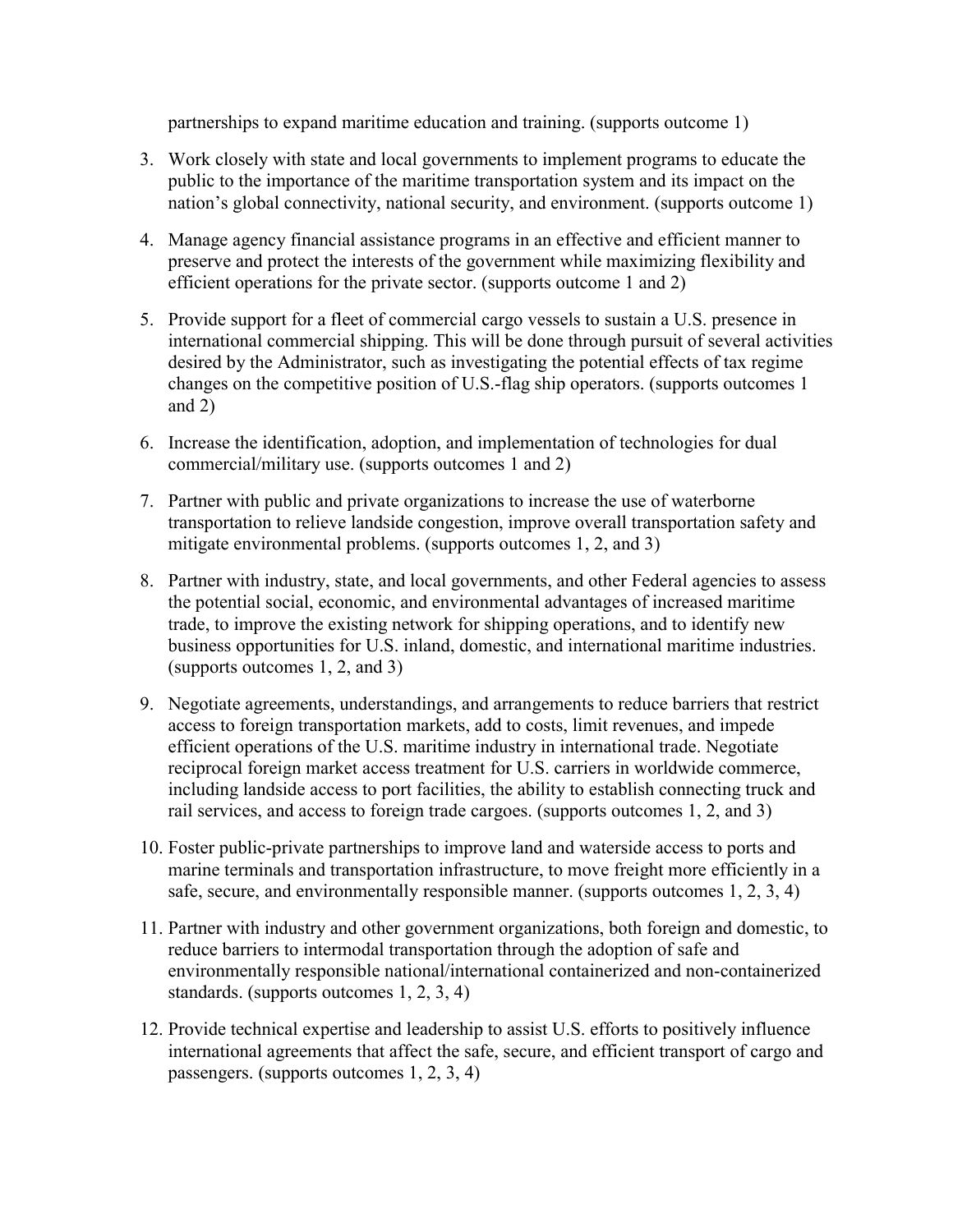partnerships to expand maritime education and training. (supports outcome 1)

3. Work closely with state and local governments to implement programs to educate the public to the importance of the maritime transportation system and its impact on the nation's global connectivity, national security, and environment. (supports outcome 1)

4. Manage agency financial assistance programs in an effective and efficient manner to preserve and protect the interests of the government while maximizing flexibility and efficient operations for the private sector. (supports outcome 1 and 2)

5. Provide support for a fleet of commercial cargo vessels to sustain a U.S. presence in international commercial shipping. This will be done through pursuit of several activities desired by the Administrator, such as investigating the potential effects of tax regime changes on the competitive position of U.S.-flag ship operators. (supports outcomes 1 and 2)

6. Increase the identification, adoption, and implementation of technologies for dual commercial/military use. (supports outcomes 1 and 2)

7. Partner with public and private organizations to increase the use of waterborne transportation to relieve landside congestion, improve overall transportation safety and mitigate environmental problems. (supports outcomes 1, 2, and 3)

8. Partner with industry, state, and local governments, and other Federal agencies to assess the potential social, economic, and environmental advantages of increased maritime trade, to improve the existing network for shipping operations, and to identify new business opportunities for U.S. inland, domestic, and international maritime industries. (supports outcomes 1, 2, and 3)

9. Negotiate agreements, understandings, and arrangements to reduce barriers that restrict access to foreign transportation markets, add to costs, limit revenues, and impede efficient operations of the U.S. maritime industry in international trade. Negotiate reciprocal foreign market access treatment for U.S. carriers in worldwide commerce, including landside access to port facilities, the ability to establish connecting truck and rail services, and access to foreign trade cargoes. (supports outcomes 1, 2, and 3)

10. Foster public-private partnerships to improve land and waterside access to ports and marine terminals and transportation infrastructure, to move freight more efficiently in a safe, secure, and environmentally responsible manner. (supports outcomes 1, 2, 3, 4)

11. Partner with industry and other government organizations, both foreign and domestic, to reduce barriers to intermodal transportation through the adoption of safe and environmentally responsible national/international containerized and non-containerized standards. (supports outcomes 1, 2, 3, 4)

12. Provide technical expertise and leadership to assist U.S. efforts to positively influence international agreements that affect the safe, secure, and efficient transport of cargo and passengers. (supports outcomes 1, 2, 3, 4)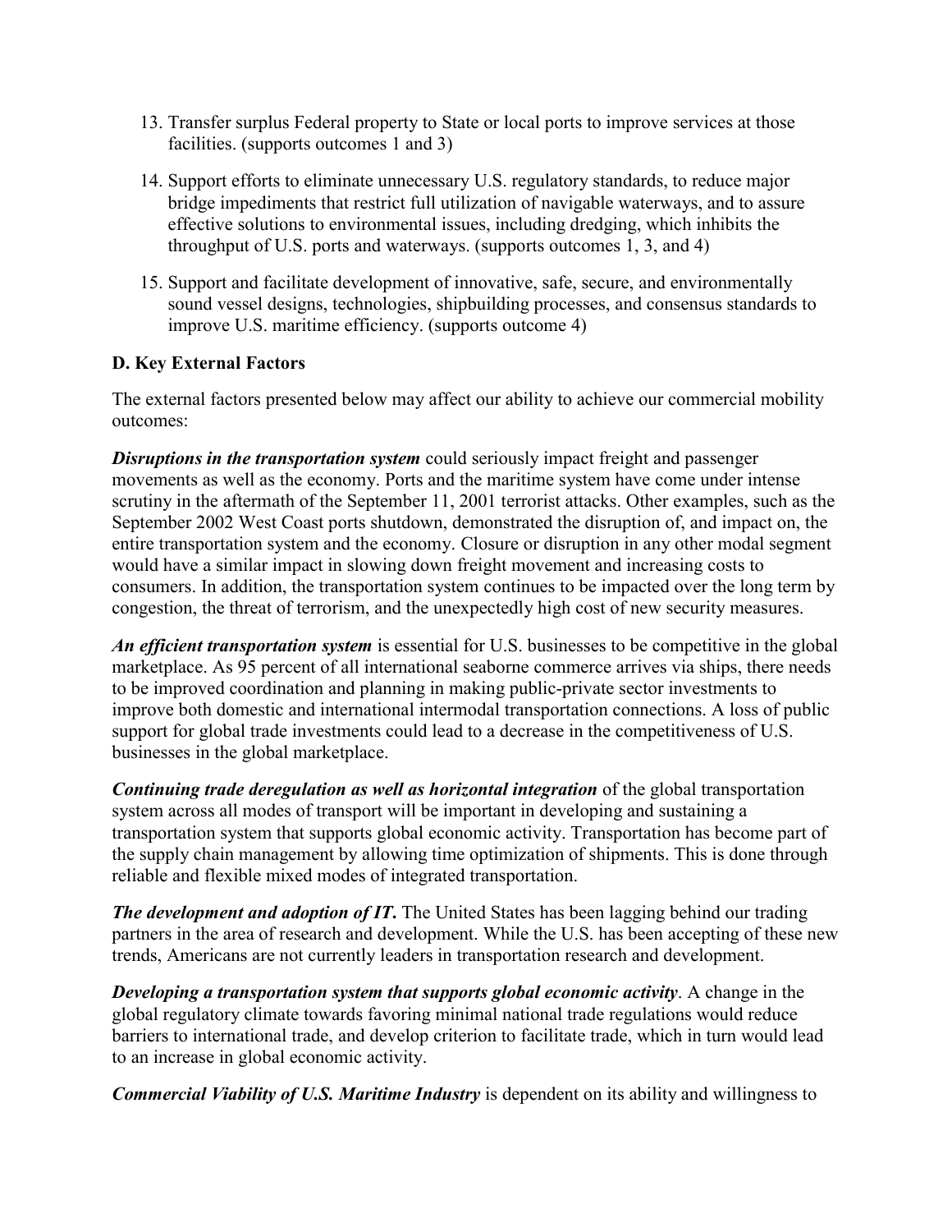13. Transfer surplus Federal property to State or local ports to improve services at those facilities. (supports outcomes 1 and 3)

14. Support efforts to eliminate unnecessary U.S. regulatory standards, to reduce major bridge impediments that restrict full utilization of navigable waterways, and to assure effective solutions to environmental issues, including dredging, which inhibits the throughput of U.S. ports and waterways. (supports outcomes 1, 3, and 4)

15. Support and facilitate development of innovative, safe, secure, and environmentally sound vessel designs, technologies, shipbuilding processes, and consensus standards to improve U.S. maritime efficiency. (supports outcome 4)

### D. Key External Factors

The external factors presented below may affect our ability to achieve our commercial mobility outcomes:

***Disruptions in the transportation system*** could seriously impact freight and passenger movements as well as the economy. Ports and the maritime system have come under intense scrutiny in the aftermath of the September 11, 2001 terrorist attacks. Other examples, such as the September 2002 West Coast ports shutdown, demonstrated the disruption of, and impact on, the entire transportation system and the economy. Closure or disruption in any other modal segment would have a similar impact in slowing down freight movement and increasing costs to consumers. In addition, the transportation system continues to be impacted over the long term by congestion, the threat of terrorism, and the unexpectedly high cost of new security measures.

***An efficient transportation system*** is essential for U.S. businesses to be competitive in the global marketplace. As 95 percent of all international seaborne commerce arrives via ships, there needs to be improved coordination and planning in making public-private sector investments to improve both domestic and international intermodal transportation connections. A loss of public support for global trade investments could lead to a decrease in the competitiveness of U.S. businesses in the global marketplace.

***Continuing trade deregulation as well as horizontal integration*** of the global transportation system across all modes of transport will be important in developing and sustaining a transportation system that supports global economic activity. Transportation has become part of the supply chain management by allowing time optimization of shipments. This is done through reliable and flexible mixed modes of integrated transportation.

***The development and adoption of IT.*** The United States has been lagging behind our trading partners in the area of research and development. While the U.S. has been accepting of these new trends, Americans are not currently leaders in transportation research and development.

***Developing a transportation system that supports global economic activity***. A change in the global regulatory climate towards favoring minimal national trade regulations would reduce barriers to international trade, and develop criterion to facilitate trade, which in turn would lead to an increase in global economic activity.

***Commercial Viability of U.S. Maritime Industry*** is dependent on its ability and willingness to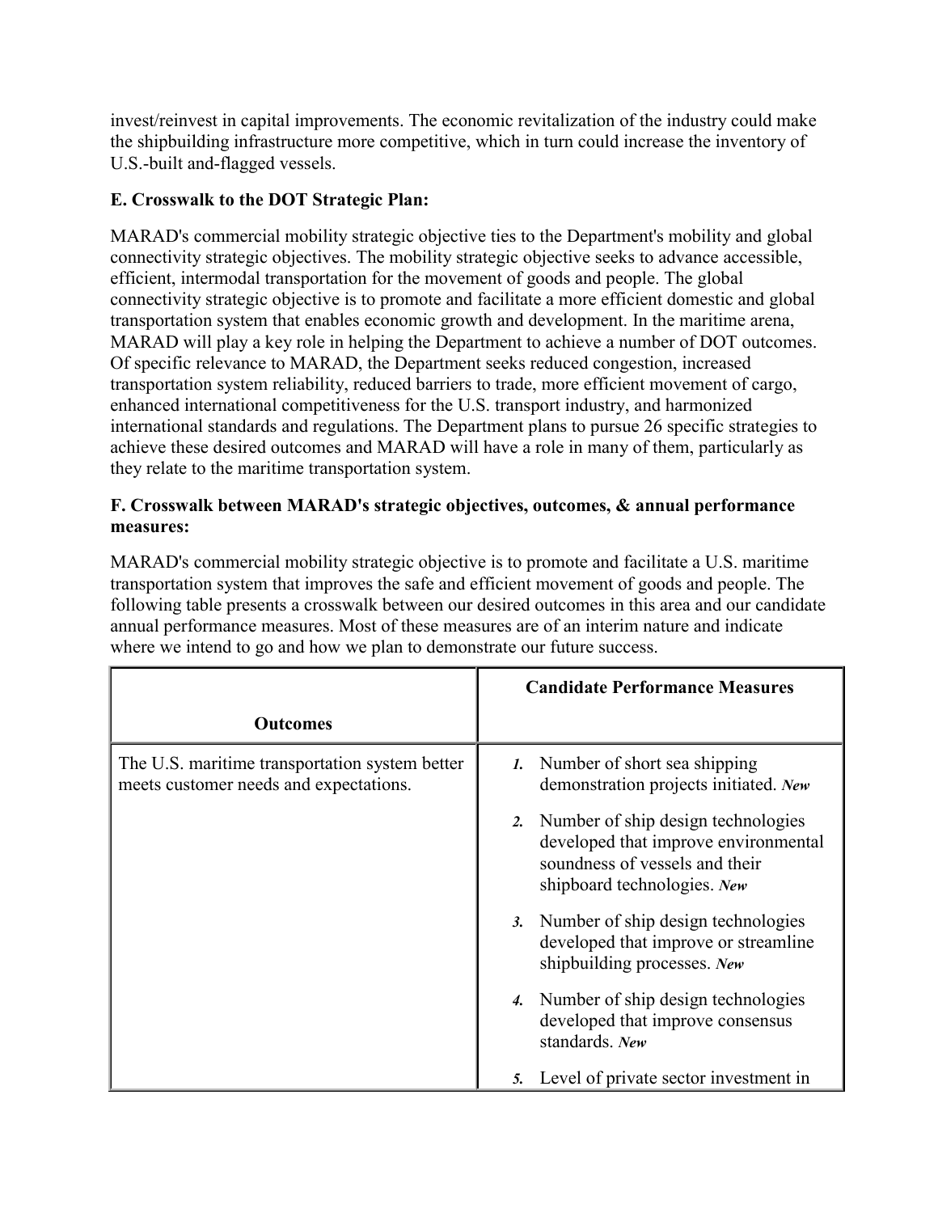invest/reinvest in capital improvements. The economic revitalization of the industry could make the shipbuilding infrastructure more competitive, which in turn could increase the inventory of U.S.-built and-flagged vessels.

**E. Crosswalk to the DOT Strategic Plan:**

MARAD's commercial mobility strategic objective ties to the Department's mobility and global connectivity strategic objectives. The mobility strategic objective seeks to advance accessible, efficient, intermodal transportation for the movement of goods and people. The global connectivity strategic objective is to promote and facilitate a more efficient domestic and global transportation system that enables economic growth and development. In the maritime arena, MARAD will play a key role in helping the Department to achieve a number of DOT outcomes. Of specific relevance to MARAD, the Department seeks reduced congestion, increased transportation system reliability, reduced barriers to trade, more efficient movement of cargo, enhanced international competitiveness for the U.S. transport industry, and harmonized international standards and regulations. The Department plans to pursue 26 specific strategies to achieve these desired outcomes and MARAD will have a role in many of them, particularly as they relate to the maritime transportation system.

**F. Crosswalk between MARAD's strategic objectives, outcomes, & annual performance measures:**

MARAD's commercial mobility strategic objective is to promote and facilitate a U.S. maritime transportation system that improves the safe and efficient movement of goods and people. The following table presents a crosswalk between our desired outcomes in this area and our candidate annual performance measures. Most of these measures are of an interim nature and indicate where we intend to go and how we plan to demonstrate our future success.

| Outcomes | Candidate Performance Measures |
| --- | --- |
| The U.S. maritime transportation system better meets customer needs and expectations. | ***1.*** Number of short sea shipping demonstration projects initiated. ***New***<br>***2.*** Number of ship design technologies developed that improve environmental soundness of vessels and their shipboard technologies. ***New***<br>***3.*** Number of ship design technologies developed that improve or streamline shipbuilding processes. ***New***<br>***4.*** Number of ship design technologies developed that improve consensus standards. ***New***<br>***5.*** Level of private sector investment in |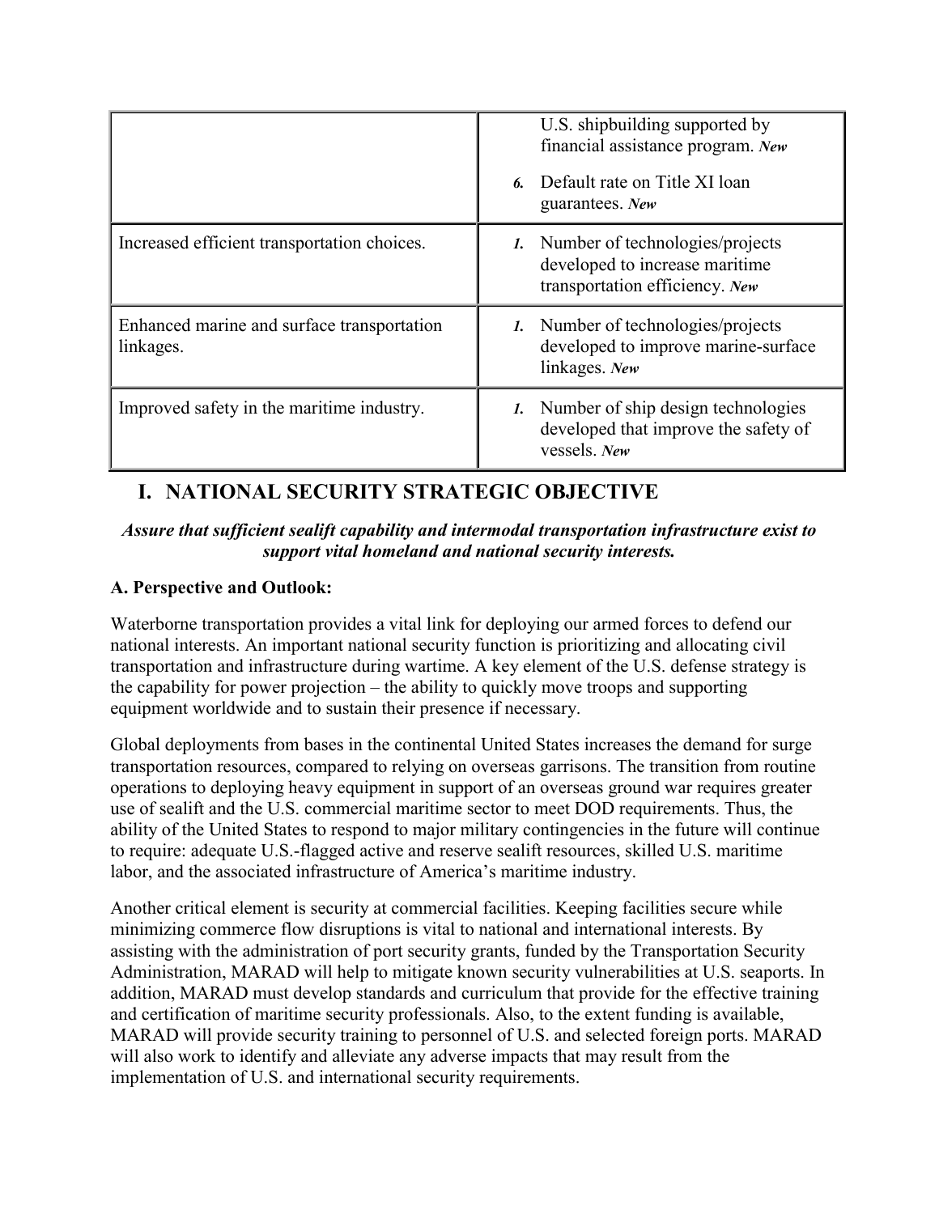| | |
|---|---|
| | U.S. shipbuilding supported by financial assistance program. ***New*** <br> ***6.*** Default rate on Title XI loan guarantees. ***New*** |
| Increased efficient transportation choices. | ***1.*** Number of technologies/projects developed to increase maritime transportation efficiency. ***New*** |
| Enhanced marine and surface transportation linkages. | ***1.*** Number of technologies/projects developed to improve marine-surface linkages. ***New*** |
| Improved safety in the maritime industry. | ***1.*** Number of ship design technologies developed that improve the safety of vessels. ***New*** |

## I. NATIONAL SECURITY STRATEGIC OBJECTIVE

***Assure that sufficient sealift capability and intermodal transportation infrastructure exist to support vital homeland and national security interests.***

### A. Perspective and Outlook:

Waterborne transportation provides a vital link for deploying our armed forces to defend our national interests. An important national security function is prioritizing and allocating civil transportation and infrastructure during wartime. A key element of the U.S. defense strategy is the capability for power projection – the ability to quickly move troops and supporting equipment worldwide and to sustain their presence if necessary.

Global deployments from bases in the continental United States increases the demand for surge transportation resources, compared to relying on overseas garrisons. The transition from routine operations to deploying heavy equipment in support of an overseas ground war requires greater use of sealift and the U.S. commercial maritime sector to meet DOD requirements. Thus, the ability of the United States to respond to major military contingencies in the future will continue to require: adequate U.S.-flagged active and reserve sealift resources, skilled U.S. maritime labor, and the associated infrastructure of America's maritime industry.

Another critical element is security at commercial facilities. Keeping facilities secure while minimizing commerce flow disruptions is vital to national and international interests. By assisting with the administration of port security grants, funded by the Transportation Security Administration, MARAD will help to mitigate known security vulnerabilities at U.S. seaports. In addition, MARAD must develop standards and curriculum that provide for the effective training and certification of maritime security professionals. Also, to the extent funding is available, MARAD will provide security training to personnel of U.S. and selected foreign ports. MARAD will also work to identify and alleviate any adverse impacts that may result from the implementation of U.S. and international security requirements.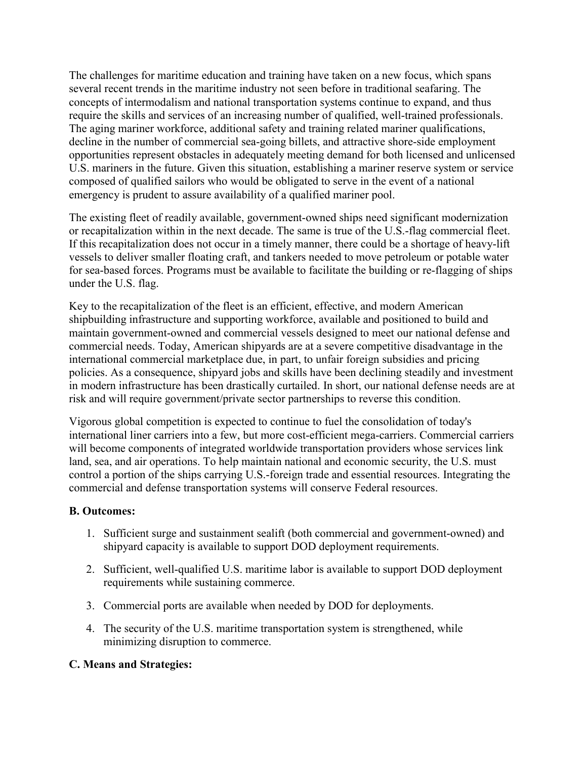The challenges for maritime education and training have taken on a new focus, which spans several recent trends in the maritime industry not seen before in traditional seafaring. The concepts of intermodalism and national transportation systems continue to expand, and thus require the skills and services of an increasing number of qualified, well-trained professionals. The aging mariner workforce, additional safety and training related mariner qualifications, decline in the number of commercial sea-going billets, and attractive shore-side employment opportunities represent obstacles in adequately meeting demand for both licensed and unlicensed U.S. mariners in the future. Given this situation, establishing a mariner reserve system or service composed of qualified sailors who would be obligated to serve in the event of a national emergency is prudent to assure availability of a qualified mariner pool.

The existing fleet of readily available, government-owned ships need significant modernization or recapitalization within in the next decade. The same is true of the U.S.-flag commercial fleet. If this recapitalization does not occur in a timely manner, there could be a shortage of heavy-lift vessels to deliver smaller floating craft, and tankers needed to move petroleum or potable water for sea-based forces. Programs must be available to facilitate the building or re-flagging of ships under the U.S. flag.

Key to the recapitalization of the fleet is an efficient, effective, and modern American shipbuilding infrastructure and supporting workforce, available and positioned to build and maintain government-owned and commercial vessels designed to meet our national defense and commercial needs. Today, American shipyards are at a severe competitive disadvantage in the international commercial marketplace due, in part, to unfair foreign subsidies and pricing policies. As a consequence, shipyard jobs and skills have been declining steadily and investment in modern infrastructure has been drastically curtailed. In short, our national defense needs are at risk and will require government/private sector partnerships to reverse this condition.

Vigorous global competition is expected to continue to fuel the consolidation of today's international liner carriers into a few, but more cost-efficient mega-carriers. Commercial carriers will become components of integrated worldwide transportation providers whose services link land, sea, and air operations. To help maintain national and economic security, the U.S. must control a portion of the ships carrying U.S.-foreign trade and essential resources. Integrating the commercial and defense transportation systems will conserve Federal resources.

**B. Outcomes:**

1. Sufficient surge and sustainment sealift (both commercial and government-owned) and shipyard capacity is available to support DOD deployment requirements.
2. Sufficient, well-qualified U.S. maritime labor is available to support DOD deployment requirements while sustaining commerce.
3. Commercial ports are available when needed by DOD for deployments.
4. The security of the U.S. maritime transportation system is strengthened, while minimizing disruption to commerce.

**C. Means and Strategies:**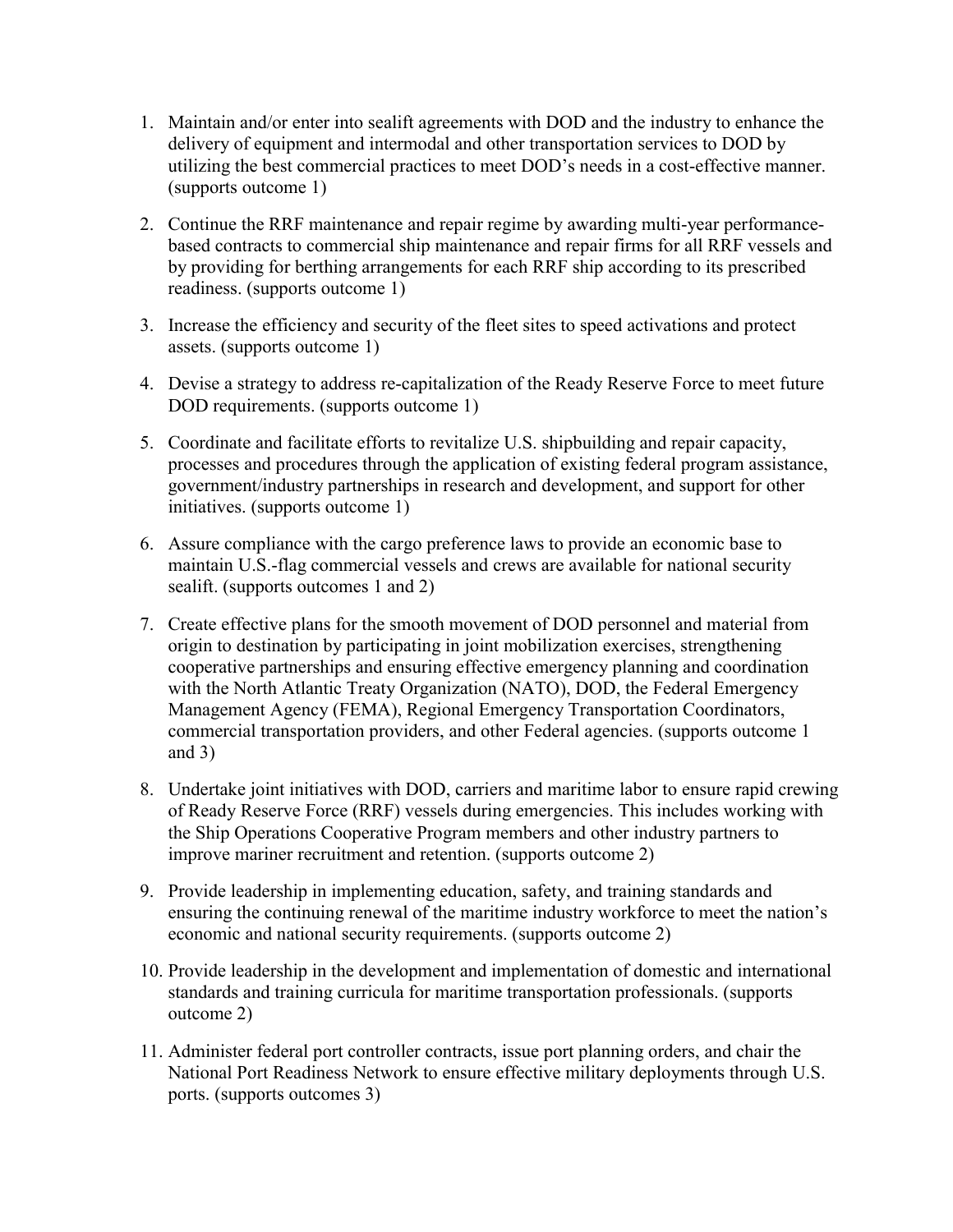1. Maintain and/or enter into sealift agreements with DOD and the industry to enhance the delivery of equipment and intermodal and other transportation services to DOD by utilizing the best commercial practices to meet DOD's needs in a cost-effective manner. (supports outcome 1)

2. Continue the RRF maintenance and repair regime by awarding multi-year performance-based contracts to commercial ship maintenance and repair firms for all RRF vessels and by providing for berthing arrangements for each RRF ship according to its prescribed readiness. (supports outcome 1)

3. Increase the efficiency and security of the fleet sites to speed activations and protect assets. (supports outcome 1)

4. Devise a strategy to address re-capitalization of the Ready Reserve Force to meet future DOD requirements. (supports outcome 1)

5. Coordinate and facilitate efforts to revitalize U.S. shipbuilding and repair capacity, processes and procedures through the application of existing federal program assistance, government/industry partnerships in research and development, and support for other initiatives. (supports outcome 1)

6. Assure compliance with the cargo preference laws to provide an economic base to maintain U.S.-flag commercial vessels and crews are available for national security sealift. (supports outcomes 1 and 2)

7. Create effective plans for the smooth movement of DOD personnel and material from origin to destination by participating in joint mobilization exercises, strengthening cooperative partnerships and ensuring effective emergency planning and coordination with the North Atlantic Treaty Organization (NATO), DOD, the Federal Emergency Management Agency (FEMA), Regional Emergency Transportation Coordinators, commercial transportation providers, and other Federal agencies. (supports outcome 1 and 3)

8. Undertake joint initiatives with DOD, carriers and maritime labor to ensure rapid crewing of Ready Reserve Force (RRF) vessels during emergencies. This includes working with the Ship Operations Cooperative Program members and other industry partners to improve mariner recruitment and retention. (supports outcome 2)

9. Provide leadership in implementing education, safety, and training standards and ensuring the continuing renewal of the maritime industry workforce to meet the nation's economic and national security requirements. (supports outcome 2)

10. Provide leadership in the development and implementation of domestic and international standards and training curricula for maritime transportation professionals. (supports outcome 2)

11. Administer federal port controller contracts, issue port planning orders, and chair the National Port Readiness Network to ensure effective military deployments through U.S. ports. (supports outcomes 3)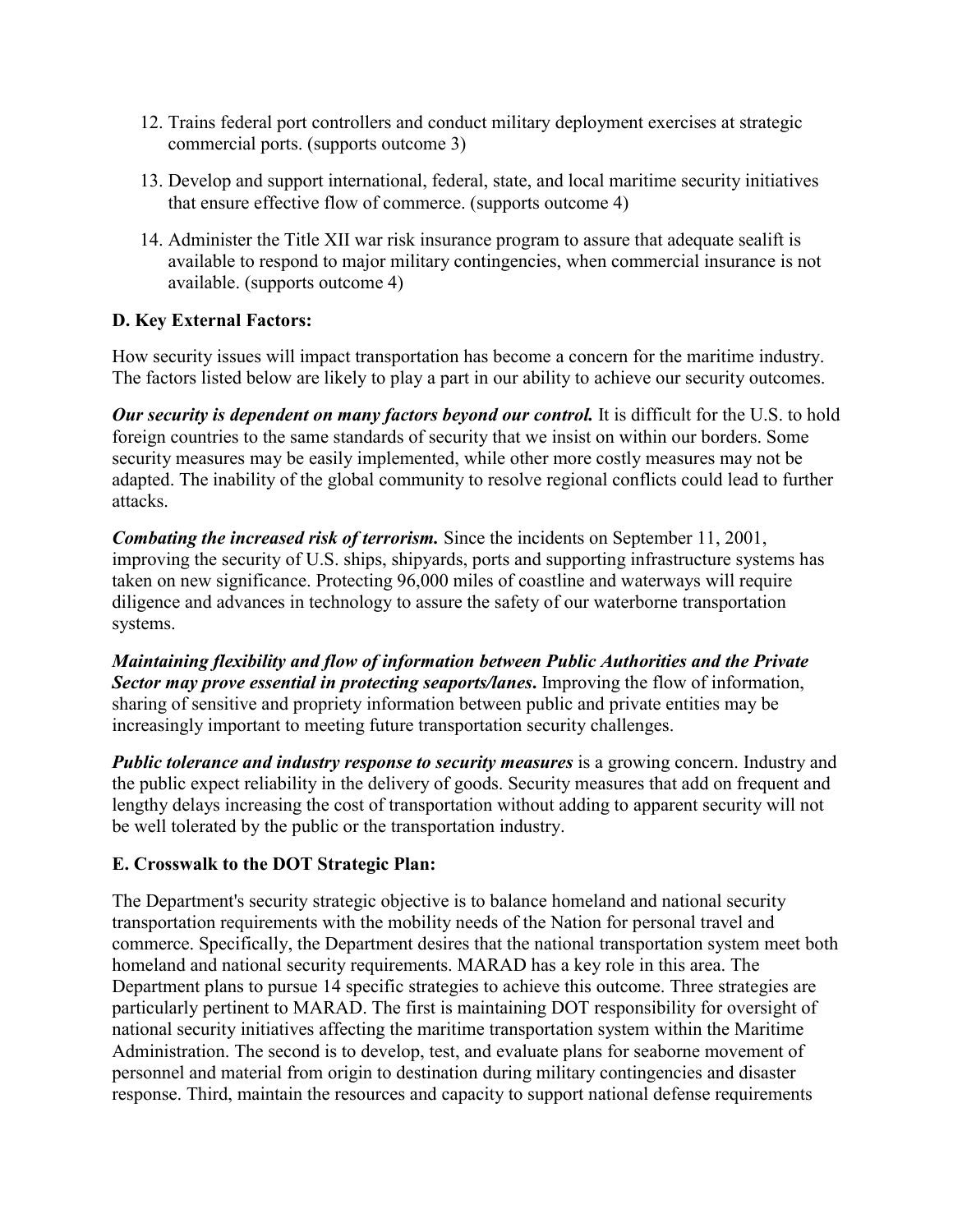12. Trains federal port controllers and conduct military deployment exercises at strategic commercial ports. (supports outcome 3)

13. Develop and support international, federal, state, and local maritime security initiatives that ensure effective flow of commerce. (supports outcome 4)

14. Administer the Title XII war risk insurance program to assure that adequate sealift is available to respond to major military contingencies, when commercial insurance is not available. (supports outcome 4)

### D. Key External Factors:

How security issues will impact transportation has become a concern for the maritime industry. The factors listed below are likely to play a part in our ability to achieve our security outcomes.

***Our security is dependent on many factors beyond our control.*** It is difficult for the U.S. to hold foreign countries to the same standards of security that we insist on within our borders. Some security measures may be easily implemented, while other more costly measures may not be adapted. The inability of the global community to resolve regional conflicts could lead to further attacks.

***Combating the increased risk of terrorism.*** Since the incidents on September 11, 2001, improving the security of U.S. ships, shipyards, ports and supporting infrastructure systems has taken on new significance. Protecting 96,000 miles of coastline and waterways will require diligence and advances in technology to assure the safety of our waterborne transportation systems.

***Maintaining flexibility and flow of information between Public Authorities and the Private Sector may prove essential in protecting seaports/lanes*.** Improving the flow of information, sharing of sensitive and propriety information between public and private entities may be increasingly important to meeting future transportation security challenges.

***Public tolerance and industry response to security measures*** is a growing concern. Industry and the public expect reliability in the delivery of goods. Security measures that add on frequent and lengthy delays increasing the cost of transportation without adding to apparent security will not be well tolerated by the public or the transportation industry.

### E. Crosswalk to the DOT Strategic Plan:

The Department's security strategic objective is to balance homeland and national security transportation requirements with the mobility needs of the Nation for personal travel and commerce. Specifically, the Department desires that the national transportation system meet both homeland and national security requirements. MARAD has a key role in this area. The Department plans to pursue 14 specific strategies to achieve this outcome. Three strategies are particularly pertinent to MARAD. The first is maintaining DOT responsibility for oversight of national security initiatives affecting the maritime transportation system within the Maritime Administration. The second is to develop, test, and evaluate plans for seaborne movement of personnel and material from origin to destination during military contingencies and disaster response. Third, maintain the resources and capacity to support national defense requirements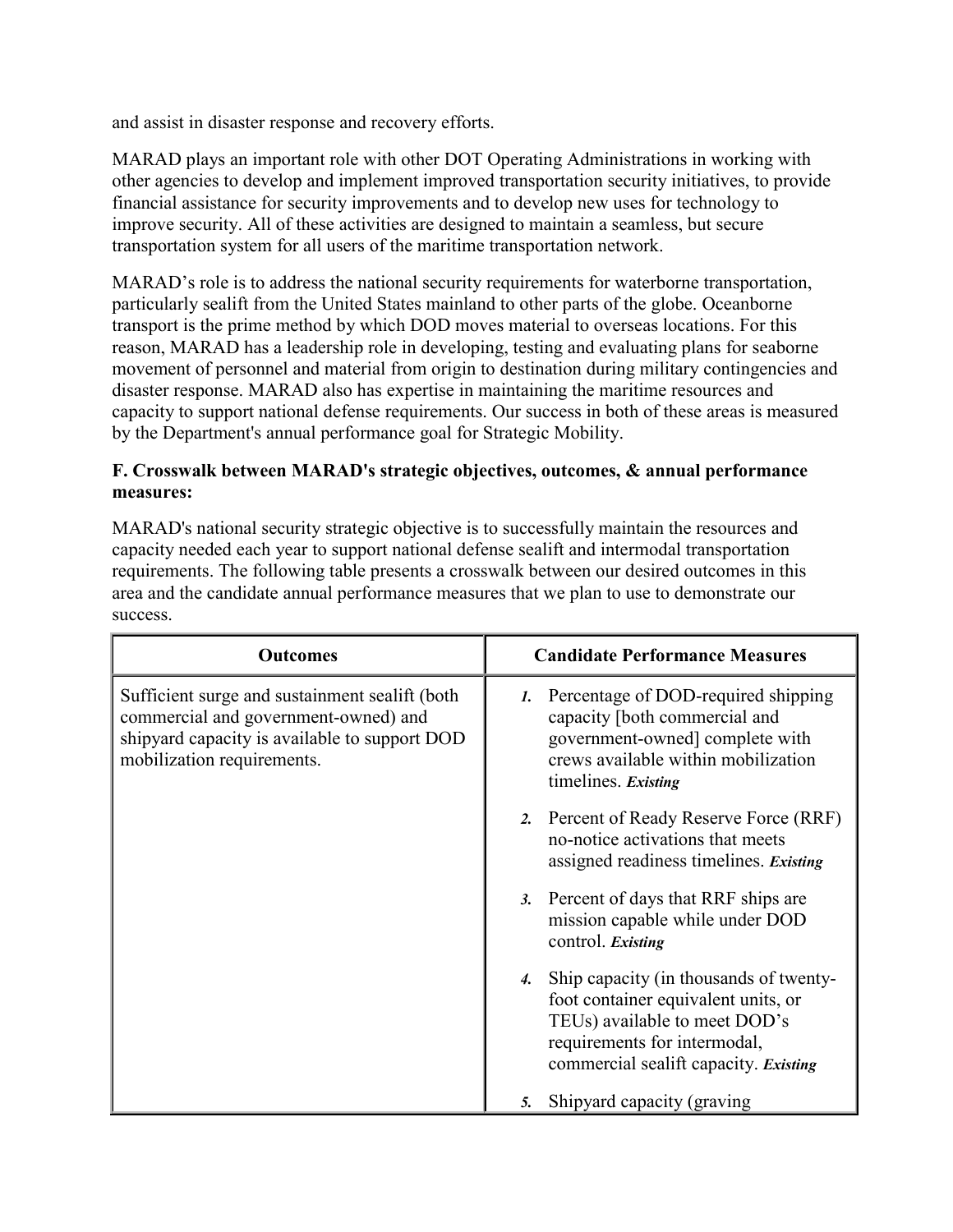and assist in disaster response and recovery efforts.

MARAD plays an important role with other DOT Operating Administrations in working with other agencies to develop and implement improved transportation security initiatives, to provide financial assistance for security improvements and to develop new uses for technology to improve security. All of these activities are designed to maintain a seamless, but secure transportation system for all users of the maritime transportation network.

MARAD's role is to address the national security requirements for waterborne transportation, particularly sealift from the United States mainland to other parts of the globe. Oceanborne transport is the prime method by which DOD moves material to overseas locations. For this reason, MARAD has a leadership role in developing, testing and evaluating plans for seaborne movement of personnel and material from origin to destination during military contingencies and disaster response. MARAD also has expertise in maintaining the maritime resources and capacity to support national defense requirements. Our success in both of these areas is measured by the Department's annual performance goal for Strategic Mobility.

### F. Crosswalk between MARAD's strategic objectives, outcomes, & annual performance measures:

MARAD's national security strategic objective is to successfully maintain the resources and capacity needed each year to support national defense sealift and intermodal transportation requirements. The following table presents a crosswalk between our desired outcomes in this area and the candidate annual performance measures that we plan to use to demonstrate our success.

| Outcomes | Candidate Performance Measures |
| --- | --- |
| Sufficient surge and sustainment sealift (both commercial and government-owned) and shipyard capacity is available to support DOD mobilization requirements. | ***1.*** Percentage of DOD-required shipping capacity [both commercial and government-owned] complete with crews available within mobilization timelines. ***Existing***<br><br>***2.*** Percent of Ready Reserve Force (RRF) no-notice activations that meets assigned readiness timelines. ***Existing***<br><br>***3.*** Percent of days that RRF ships are mission capable while under DOD control. ***Existing***<br><br>***4.*** Ship capacity (in thousands of twenty-foot container equivalent units, or TEUs) available to meet DOD's requirements for intermodal, commercial sealift capacity. ***Existing***<br><br>***5.*** Shipyard capacity (graving |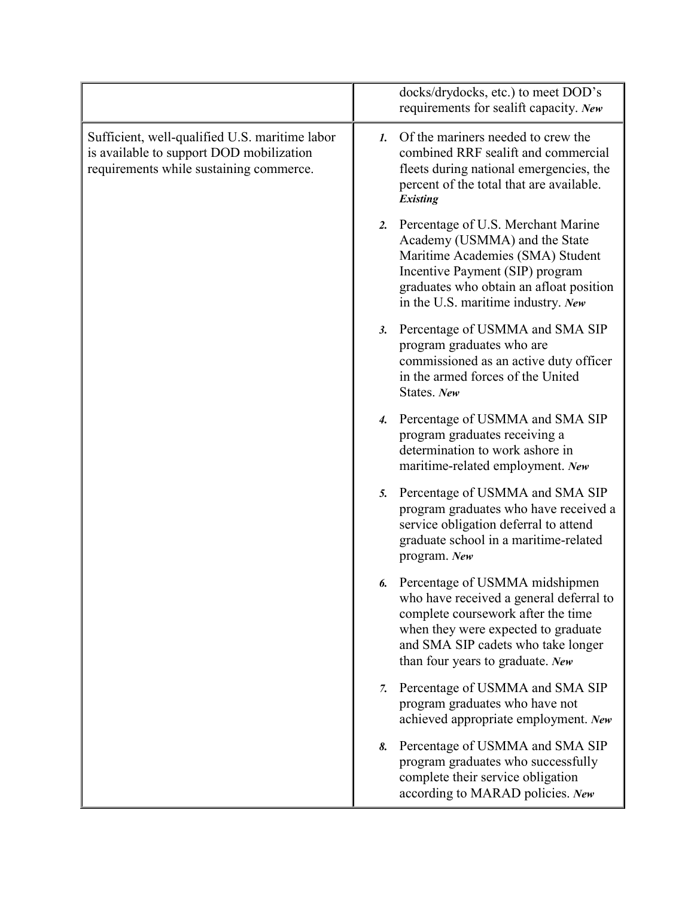| | |
|---|---|
| | docks/drydocks, etc.) to meet DOD's requirements for sealift capacity. ***New*** |
| Sufficient, well-qualified U.S. maritime labor is available to support DOD mobilization requirements while sustaining commerce. | ***1.*** Of the mariners needed to crew the combined RRF sealift and commercial fleets during national emergencies, the percent of the total that are available. ***Existing***<br><br>***2.*** Percentage of U.S. Merchant Marine Academy (USMMA) and the State Maritime Academies (SMA) Student Incentive Payment (SIP) program graduates who obtain an afloat position in the U.S. maritime industry. ***New***<br><br>***3.*** Percentage of USMMA and SMA SIP program graduates who are commissioned as an active duty officer in the armed forces of the United States. ***New***<br><br>***4.*** Percentage of USMMA and SMA SIP program graduates receiving a determination to work ashore in maritime-related employment. ***New***<br><br>***5.*** Percentage of USMMA and SMA SIP program graduates who have received a service obligation deferral to attend graduate school in a maritime-related program. ***New***<br><br>***6.*** Percentage of USMMA midshipmen who have received a general deferral to complete coursework after the time when they were expected to graduate and SMA SIP cadets who take longer than four years to graduate. ***New***<br><br>***7.*** Percentage of USMMA and SMA SIP program graduates who have not achieved appropriate employment. ***New***<br><br>***8.*** Percentage of USMMA and SMA SIP program graduates who successfully complete their service obligation according to MARAD policies. ***New*** |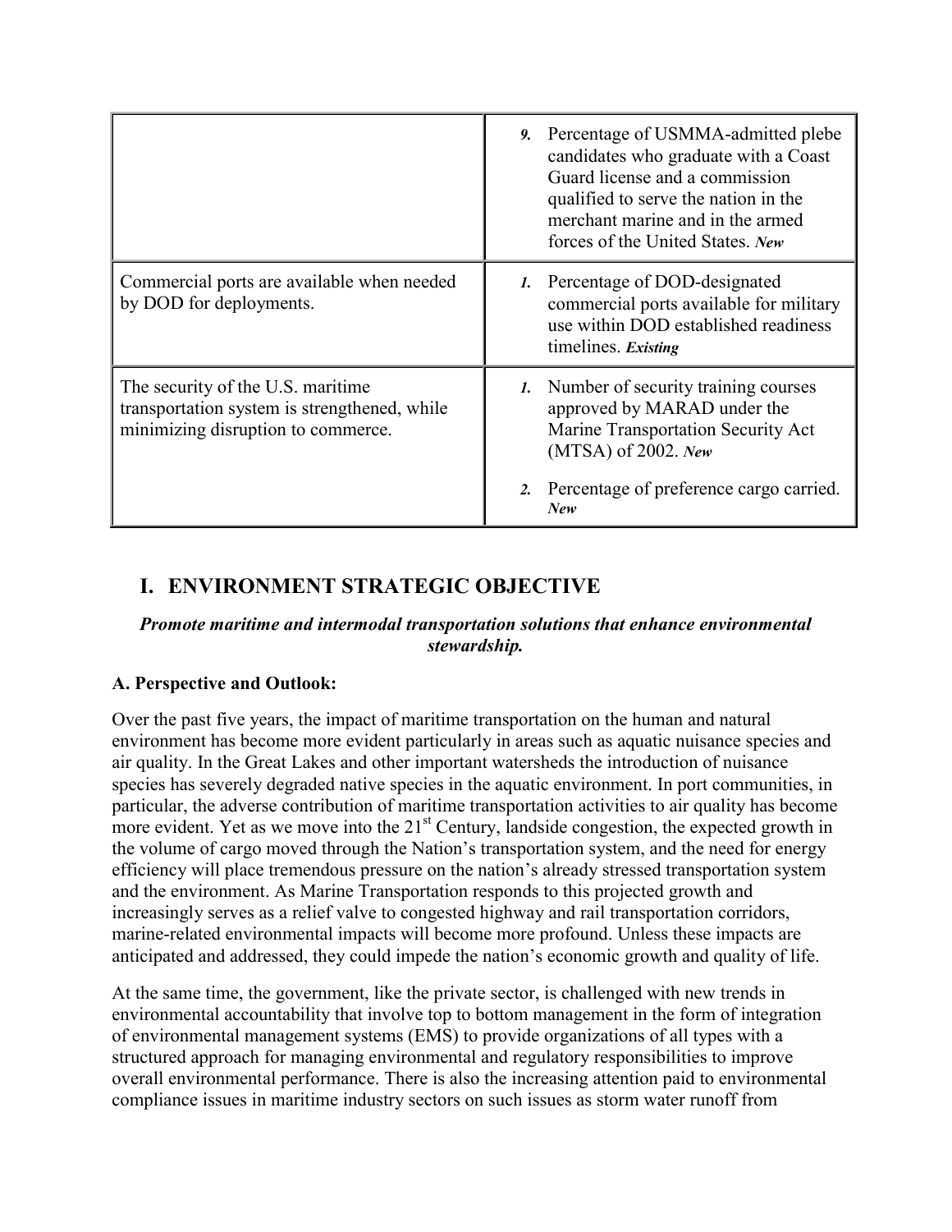| | |
|---|---|
| | ***9.*** Percentage of USMMA-admitted plebe candidates who graduate with a Coast Guard license and a commission qualified to serve the nation in the merchant marine and in the armed forces of the United States. ***New*** |
| Commercial ports are available when needed by DOD for deployments. | ***1.*** Percentage of DOD-designated commercial ports available for military use within DOD established readiness timelines. ***Existing*** |
| The security of the U.S. maritime transportation system is strengthened, while minimizing disruption to commerce. | ***1.*** Number of security training courses approved by MARAD under the Marine Transportation Security Act (MTSA) of 2002. ***New*** <br><br> ***2.*** Percentage of preference cargo carried. ***New*** |

## I. ENVIRONMENT STRATEGIC OBJECTIVE

***Promote maritime and intermodal transportation solutions that enhance environmental stewardship.***

**A. Perspective and Outlook:**

Over the past five years, the impact of maritime transportation on the human and natural environment has become more evident particularly in areas such as aquatic nuisance species and air quality. In the Great Lakes and other important watersheds the introduction of nuisance species has severely degraded native species in the aquatic environment. In port communities, in particular, the adverse contribution of maritime transportation activities to air quality has become more evident. Yet as we move into the 21st Century, landside congestion, the expected growth in the volume of cargo moved through the Nation's transportation system, and the need for energy efficiency will place tremendous pressure on the nation's already stressed transportation system and the environment. As Marine Transportation responds to this projected growth and increasingly serves as a relief valve to congested highway and rail transportation corridors, marine-related environmental impacts will become more profound. Unless these impacts are anticipated and addressed, they could impede the nation's economic growth and quality of life.

At the same time, the government, like the private sector, is challenged with new trends in environmental accountability that involve top to bottom management in the form of integration of environmental management systems (EMS) to provide organizations of all types with a structured approach for managing environmental and regulatory responsibilities to improve overall environmental performance. There is also the increasing attention paid to environmental compliance issues in maritime industry sectors on such issues as storm water runoff from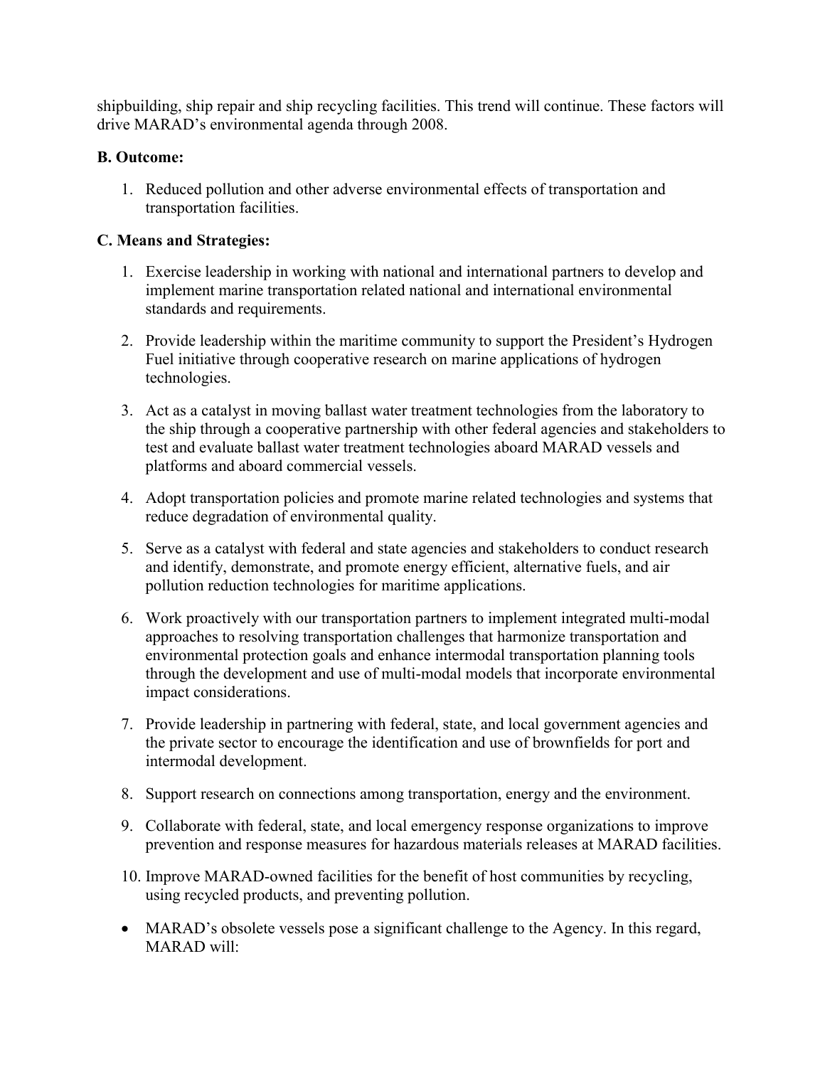shipbuilding, ship repair and ship recycling facilities. This trend will continue. These factors will drive MARAD's environmental agenda through 2008.

**B. Outcome:**

1. Reduced pollution and other adverse environmental effects of transportation and transportation facilities.

**C. Means and Strategies:**

1. Exercise leadership in working with national and international partners to develop and implement marine transportation related national and international environmental standards and requirements.

2. Provide leadership within the maritime community to support the President's Hydrogen Fuel initiative through cooperative research on marine applications of hydrogen technologies.

3. Act as a catalyst in moving ballast water treatment technologies from the laboratory to the ship through a cooperative partnership with other federal agencies and stakeholders to test and evaluate ballast water treatment technologies aboard MARAD vessels and platforms and aboard commercial vessels.

4. Adopt transportation policies and promote marine related technologies and systems that reduce degradation of environmental quality.

5. Serve as a catalyst with federal and state agencies and stakeholders to conduct research and identify, demonstrate, and promote energy efficient, alternative fuels, and air pollution reduction technologies for maritime applications.

6. Work proactively with our transportation partners to implement integrated multi-modal approaches to resolving transportation challenges that harmonize transportation and environmental protection goals and enhance intermodal transportation planning tools through the development and use of multi-modal models that incorporate environmental impact considerations.

7. Provide leadership in partnering with federal, state, and local government agencies and the private sector to encourage the identification and use of brownfields for port and intermodal development.

8. Support research on connections among transportation, energy and the environment.

9. Collaborate with federal, state, and local emergency response organizations to improve prevention and response measures for hazardous materials releases at MARAD facilities.

10. Improve MARAD-owned facilities for the benefit of host communities by recycling, using recycled products, and preventing pollution.

- MARAD's obsolete vessels pose a significant challenge to the Agency. In this regard, MARAD will: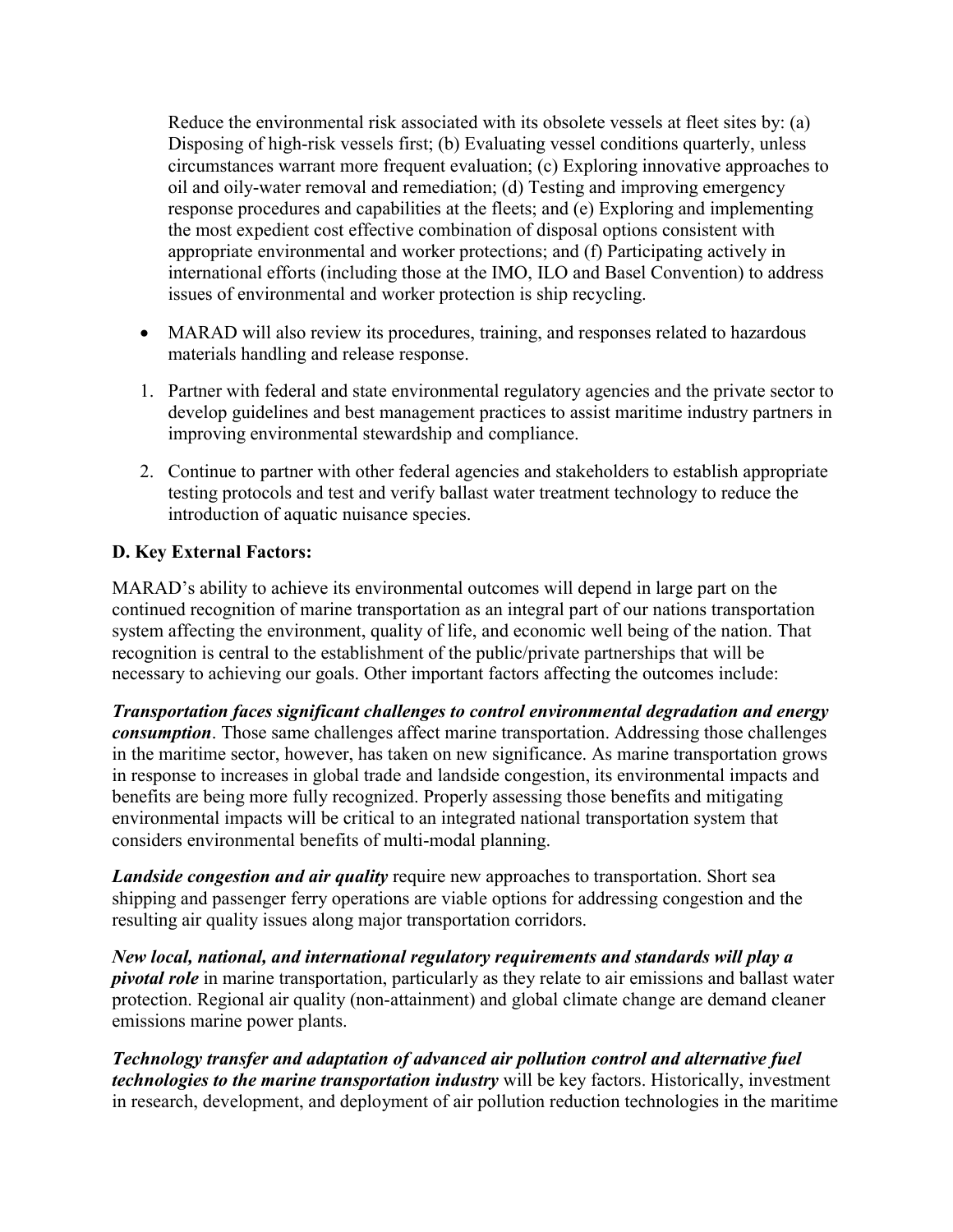Reduce the environmental risk associated with its obsolete vessels at fleet sites by: (a) Disposing of high-risk vessels first; (b) Evaluating vessel conditions quarterly, unless circumstances warrant more frequent evaluation; (c) Exploring innovative approaches to oil and oily-water removal and remediation; (d) Testing and improving emergency response procedures and capabilities at the fleets; and (e) Exploring and implementing the most expedient cost effective combination of disposal options consistent with appropriate environmental and worker protections; and (f) Participating actively in international efforts (including those at the IMO, ILO and Basel Convention) to address issues of environmental and worker protection is ship recycling.

- MARAD will also review its procedures, training, and responses related to hazardous materials handling and release response.

1. Partner with federal and state environmental regulatory agencies and the private sector to develop guidelines and best management practices to assist maritime industry partners in improving environmental stewardship and compliance.

2. Continue to partner with other federal agencies and stakeholders to establish appropriate testing protocols and test and verify ballast water treatment technology to reduce the introduction of aquatic nuisance species.

**D. Key External Factors:**

MARAD's ability to achieve its environmental outcomes will depend in large part on the continued recognition of marine transportation as an integral part of our nations transportation system affecting the environment, quality of life, and economic well being of the nation. That recognition is central to the establishment of the public/private partnerships that will be necessary to achieving our goals. Other important factors affecting the outcomes include:

***Transportation faces significant challenges to control environmental degradation and energy consumption***. Those same challenges affect marine transportation. Addressing those challenges in the maritime sector, however, has taken on new significance. As marine transportation grows in response to increases in global trade and landside congestion, its environmental impacts and benefits are being more fully recognized. Properly assessing those benefits and mitigating environmental impacts will be critical to an integrated national transportation system that considers environmental benefits of multi-modal planning.

***Landside congestion and air quality*** require new approaches to transportation. Short sea shipping and passenger ferry operations are viable options for addressing congestion and the resulting air quality issues along major transportation corridors.

***New local, national, and international regulatory requirements and standards will play a pivotal role*** in marine transportation, particularly as they relate to air emissions and ballast water protection. Regional air quality (non-attainment) and global climate change are demand cleaner emissions marine power plants.

***Technology transfer and adaptation of advanced air pollution control and alternative fuel technologies to the marine transportation industry*** will be key factors. Historically, investment in research, development, and deployment of air pollution reduction technologies in the maritime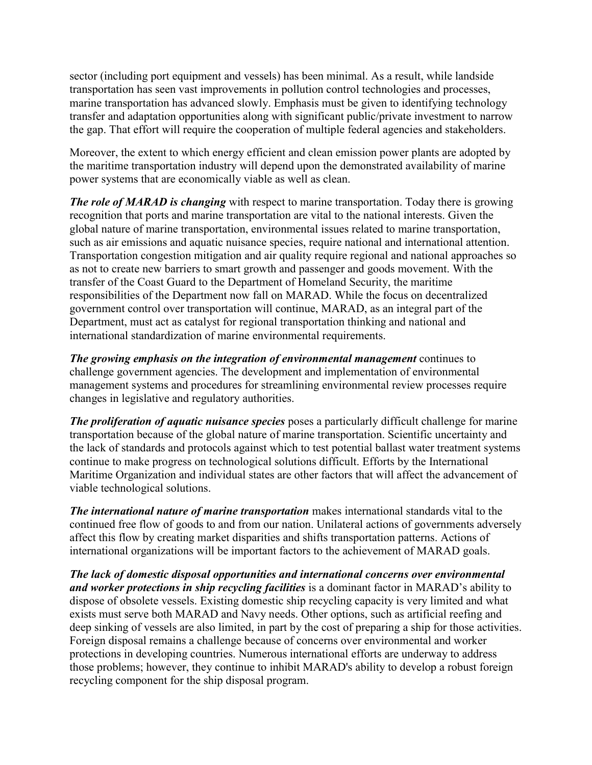sector (including port equipment and vessels) has been minimal. As a result, while landside transportation has seen vast improvements in pollution control technologies and processes, marine transportation has advanced slowly. Emphasis must be given to identifying technology transfer and adaptation opportunities along with significant public/private investment to narrow the gap. That effort will require the cooperation of multiple federal agencies and stakeholders.

Moreover, the extent to which energy efficient and clean emission power plants are adopted by the maritime transportation industry will depend upon the demonstrated availability of marine power systems that are economically viable as well as clean.

***The role of MARAD is changing*** with respect to marine transportation. Today there is growing recognition that ports and marine transportation are vital to the national interests. Given the global nature of marine transportation, environmental issues related to marine transportation, such as air emissions and aquatic nuisance species, require national and international attention. Transportation congestion mitigation and air quality require regional and national approaches so as not to create new barriers to smart growth and passenger and goods movement. With the transfer of the Coast Guard to the Department of Homeland Security, the maritime responsibilities of the Department now fall on MARAD. While the focus on decentralized government control over transportation will continue, MARAD, as an integral part of the Department, must act as catalyst for regional transportation thinking and national and international standardization of marine environmental requirements.

***The growing emphasis on the integration of environmental management*** continues to challenge government agencies. The development and implementation of environmental management systems and procedures for streamlining environmental review processes require changes in legislative and regulatory authorities.

***The proliferation of aquatic nuisance species*** poses a particularly difficult challenge for marine transportation because of the global nature of marine transportation. Scientific uncertainty and the lack of standards and protocols against which to test potential ballast water treatment systems continue to make progress on technological solutions difficult. Efforts by the International Maritime Organization and individual states are other factors that will affect the advancement of viable technological solutions.

***The international nature of marine transportation*** makes international standards vital to the continued free flow of goods to and from our nation. Unilateral actions of governments adversely affect this flow by creating market disparities and shifts transportation patterns. Actions of international organizations will be important factors to the achievement of MARAD goals.

***The lack of domestic disposal opportunities and international concerns over environmental and worker protections in ship recycling facilities*** is a dominant factor in MARAD's ability to dispose of obsolete vessels. Existing domestic ship recycling capacity is very limited and what exists must serve both MARAD and Navy needs. Other options, such as artificial reefing and deep sinking of vessels are also limited, in part by the cost of preparing a ship for those activities. Foreign disposal remains a challenge because of concerns over environmental and worker protections in developing countries. Numerous international efforts are underway to address those problems; however, they continue to inhibit MARAD's ability to develop a robust foreign recycling component for the ship disposal program.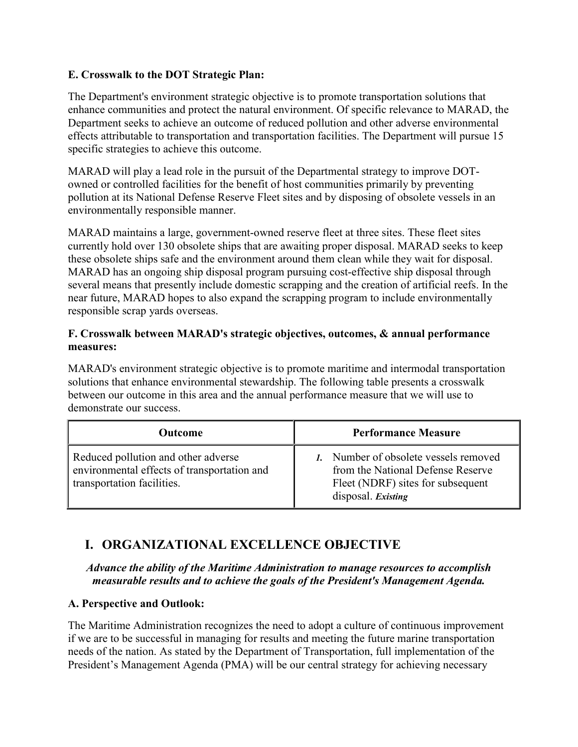**E. Crosswalk to the DOT Strategic Plan:**

The Department's environment strategic objective is to promote transportation solutions that enhance communities and protect the natural environment. Of specific relevance to MARAD, the Department seeks to achieve an outcome of reduced pollution and other adverse environmental effects attributable to transportation and transportation facilities. The Department will pursue 15 specific strategies to achieve this outcome.

MARAD will play a lead role in the pursuit of the Departmental strategy to improve DOT-owned or controlled facilities for the benefit of host communities primarily by preventing pollution at its National Defense Reserve Fleet sites and by disposing of obsolete vessels in an environmentally responsible manner.

MARAD maintains a large, government-owned reserve fleet at three sites. These fleet sites currently hold over 130 obsolete ships that are awaiting proper disposal. MARAD seeks to keep these obsolete ships safe and the environment around them clean while they wait for disposal. MARAD has an ongoing ship disposal program pursuing cost-effective ship disposal through several means that presently include domestic scrapping and the creation of artificial reefs. In the near future, MARAD hopes to also expand the scrapping program to include environmentally responsible scrap yards overseas.

**F. Crosswalk between MARAD's strategic objectives, outcomes, & annual performance measures:**

MARAD's environment strategic objective is to promote maritime and intermodal transportation solutions that enhance environmental stewardship. The following table presents a crosswalk between our outcome in this area and the annual performance measure that we will use to demonstrate our success.

| Outcome | Performance Measure |
|---|---|
| Reduced pollution and other adverse environmental effects of transportation and transportation facilities. | *1.* Number of obsolete vessels removed from the National Defense Reserve Fleet (NDRF) sites for subsequent disposal. ***Existing*** |

## I. ORGANIZATIONAL EXCELLENCE OBJECTIVE

***Advance the ability of the Maritime Administration to manage resources to accomplish measurable results and to achieve the goals of the President's Management Agenda.***

**A. Perspective and Outlook:**

The Maritime Administration recognizes the need to adopt a culture of continuous improvement if we are to be successful in managing for results and meeting the future marine transportation needs of the nation. As stated by the Department of Transportation, full implementation of the President's Management Agenda (PMA) will be our central strategy for achieving necessary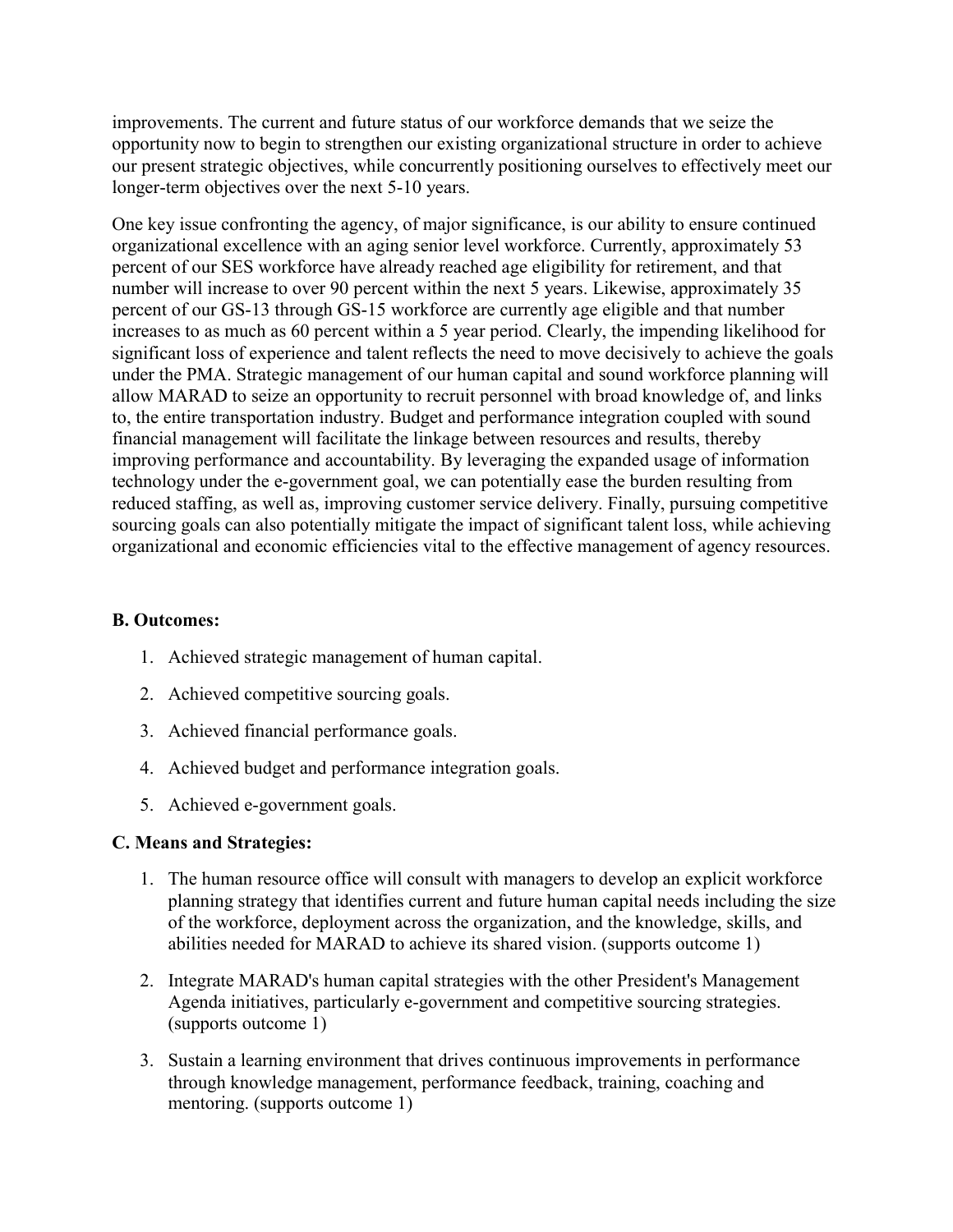improvements. The current and future status of our workforce demands that we seize the opportunity now to begin to strengthen our existing organizational structure in order to achieve our present strategic objectives, while concurrently positioning ourselves to effectively meet our longer-term objectives over the next 5-10 years.

One key issue confronting the agency, of major significance, is our ability to ensure continued organizational excellence with an aging senior level workforce. Currently, approximately 53 percent of our SES workforce have already reached age eligibility for retirement, and that number will increase to over 90 percent within the next 5 years. Likewise, approximately 35 percent of our GS-13 through GS-15 workforce are currently age eligible and that number increases to as much as 60 percent within a 5 year period. Clearly, the impending likelihood for significant loss of experience and talent reflects the need to move decisively to achieve the goals under the PMA. Strategic management of our human capital and sound workforce planning will allow MARAD to seize an opportunity to recruit personnel with broad knowledge of, and links to, the entire transportation industry. Budget and performance integration coupled with sound financial management will facilitate the linkage between resources and results, thereby improving performance and accountability. By leveraging the expanded usage of information technology under the e-government goal, we can potentially ease the burden resulting from reduced staffing, as well as, improving customer service delivery. Finally, pursuing competitive sourcing goals can also potentially mitigate the impact of significant talent loss, while achieving organizational and economic efficiencies vital to the effective management of agency resources.

**B. Outcomes:**

1. Achieved strategic management of human capital.
2. Achieved competitive sourcing goals.
3. Achieved financial performance goals.
4. Achieved budget and performance integration goals.
5. Achieved e-government goals.

**C. Means and Strategies:**

1. The human resource office will consult with managers to develop an explicit workforce planning strategy that identifies current and future human capital needs including the size of the workforce, deployment across the organization, and the knowledge, skills, and abilities needed for MARAD to achieve its shared vision. (supports outcome 1)
2. Integrate MARAD's human capital strategies with the other President's Management Agenda initiatives, particularly e-government and competitive sourcing strategies. (supports outcome 1)
3. Sustain a learning environment that drives continuous improvements in performance through knowledge management, performance feedback, training, coaching and mentoring. (supports outcome 1)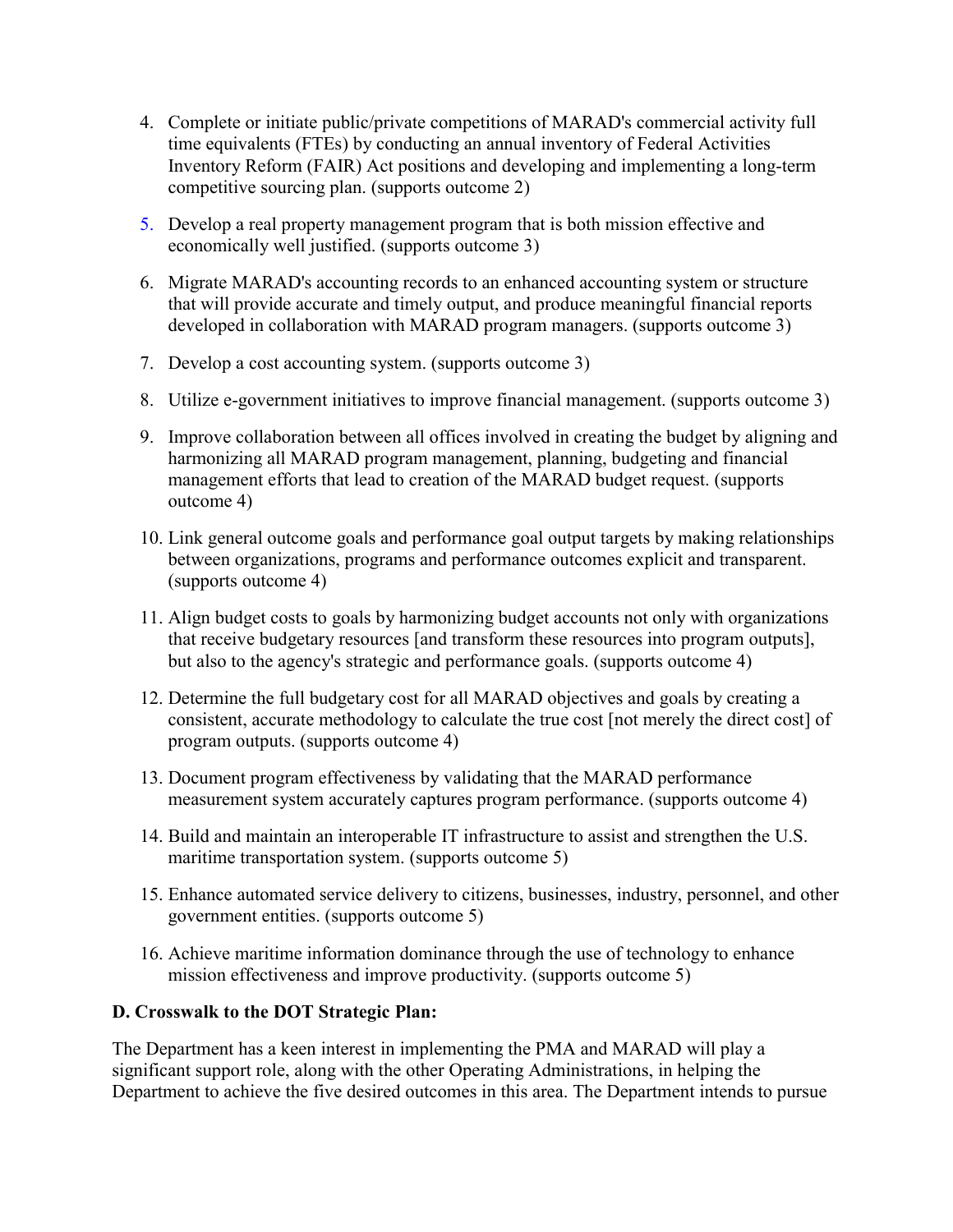4. Complete or initiate public/private competitions of MARAD's commercial activity full time equivalents (FTEs) by conducting an annual inventory of Federal Activities Inventory Reform (FAIR) Act positions and developing and implementing a long-term competitive sourcing plan. (supports outcome 2)
5. Develop a real property management program that is both mission effective and economically well justified. (supports outcome 3)
6. Migrate MARAD's accounting records to an enhanced accounting system or structure that will provide accurate and timely output, and produce meaningful financial reports developed in collaboration with MARAD program managers. (supports outcome 3)
7. Develop a cost accounting system. (supports outcome 3)
8. Utilize e-government initiatives to improve financial management. (supports outcome 3)
9. Improve collaboration between all offices involved in creating the budget by aligning and harmonizing all MARAD program management, planning, budgeting and financial management efforts that lead to creation of the MARAD budget request. (supports outcome 4)
10. Link general outcome goals and performance goal output targets by making relationships between organizations, programs and performance outcomes explicit and transparent. (supports outcome 4)
11. Align budget costs to goals by harmonizing budget accounts not only with organizations that receive budgetary resources [and transform these resources into program outputs], but also to the agency's strategic and performance goals. (supports outcome 4)
12. Determine the full budgetary cost for all MARAD objectives and goals by creating a consistent, accurate methodology to calculate the true cost [not merely the direct cost] of program outputs. (supports outcome 4)
13. Document program effectiveness by validating that the MARAD performance measurement system accurately captures program performance. (supports outcome 4)
14. Build and maintain an interoperable IT infrastructure to assist and strengthen the U.S. maritime transportation system. (supports outcome 5)
15. Enhance automated service delivery to citizens, businesses, industry, personnel, and other government entities. (supports outcome 5)
16. Achieve maritime information dominance through the use of technology to enhance mission effectiveness and improve productivity. (supports outcome 5)

**D. Crosswalk to the DOT Strategic Plan:**

The Department has a keen interest in implementing the PMA and MARAD will play a significant support role, along with the other Operating Administrations, in helping the Department to achieve the five desired outcomes in this area. The Department intends to pursue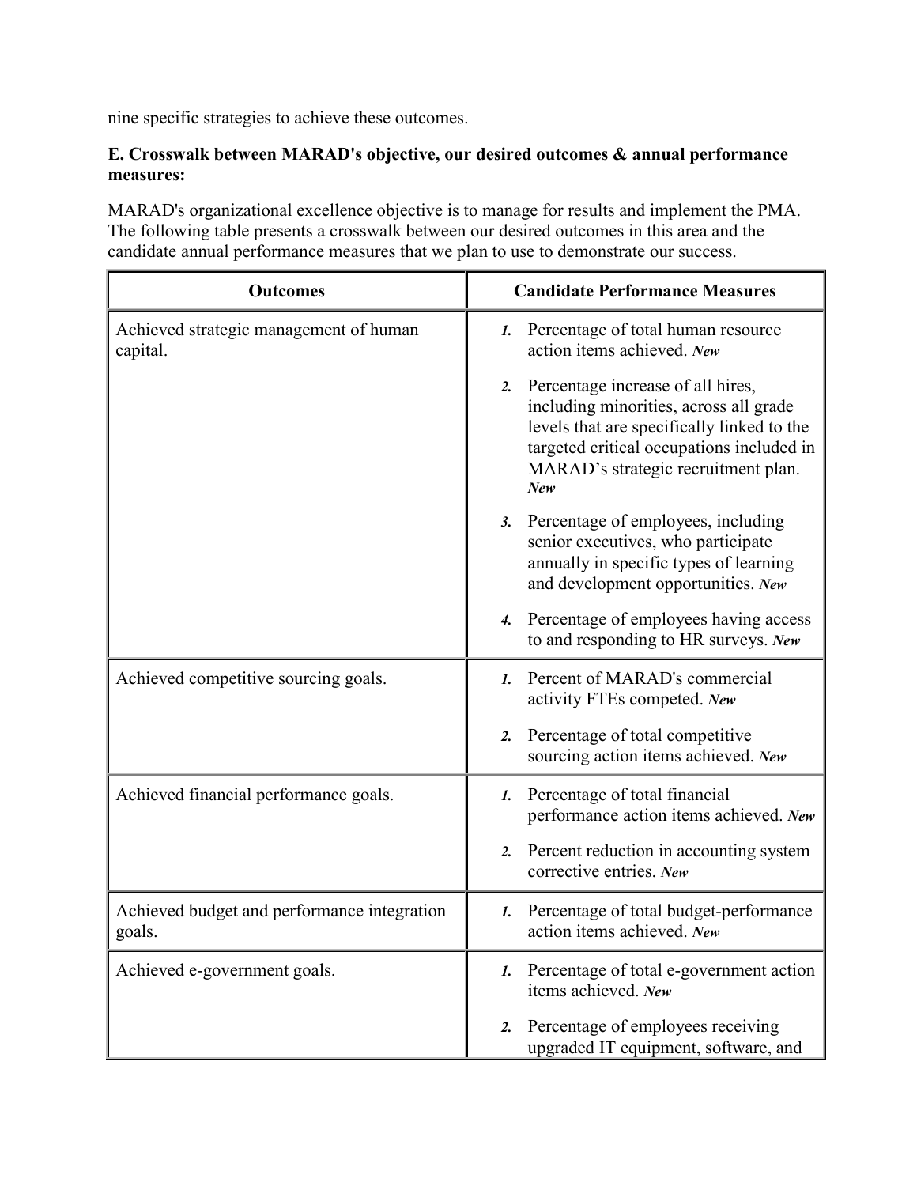nine specific strategies to achieve these outcomes.

**E. Crosswalk between MARAD's objective, our desired outcomes & annual performance measures:**

MARAD's organizational excellence objective is to manage for results and implement the PMA. The following table presents a crosswalk between our desired outcomes in this area and the candidate annual performance measures that we plan to use to demonstrate our success.

| Outcomes | Candidate Performance Measures |
|---|---|
| Achieved strategic management of human capital. | ***1.*** Percentage of total human resource action items achieved. ***New***<br><br>***2.*** Percentage increase of all hires, including minorities, across all grade levels that are specifically linked to the targeted critical occupations included in MARAD's strategic recruitment plan. ***New***<br><br>***3.*** Percentage of employees, including senior executives, who participate annually in specific types of learning and development opportunities. ***New***<br><br>***4.*** Percentage of employees having access to and responding to HR surveys. ***New*** |
| Achieved competitive sourcing goals. | ***1.*** Percent of MARAD's commercial activity FTEs competed. ***New***<br><br>***2.*** Percentage of total competitive sourcing action items achieved. ***New*** |
| Achieved financial performance goals. | ***1.*** Percentage of total financial performance action items achieved. ***New***<br><br>***2.*** Percent reduction in accounting system corrective entries. ***New*** |
| Achieved budget and performance integration goals. | ***1.*** Percentage of total budget-performance action items achieved. ***New*** |
| Achieved e-government goals. | ***1.*** Percentage of total e-government action items achieved. ***New***<br><br>***2.*** Percentage of employees receiving upgraded IT equipment, software, and |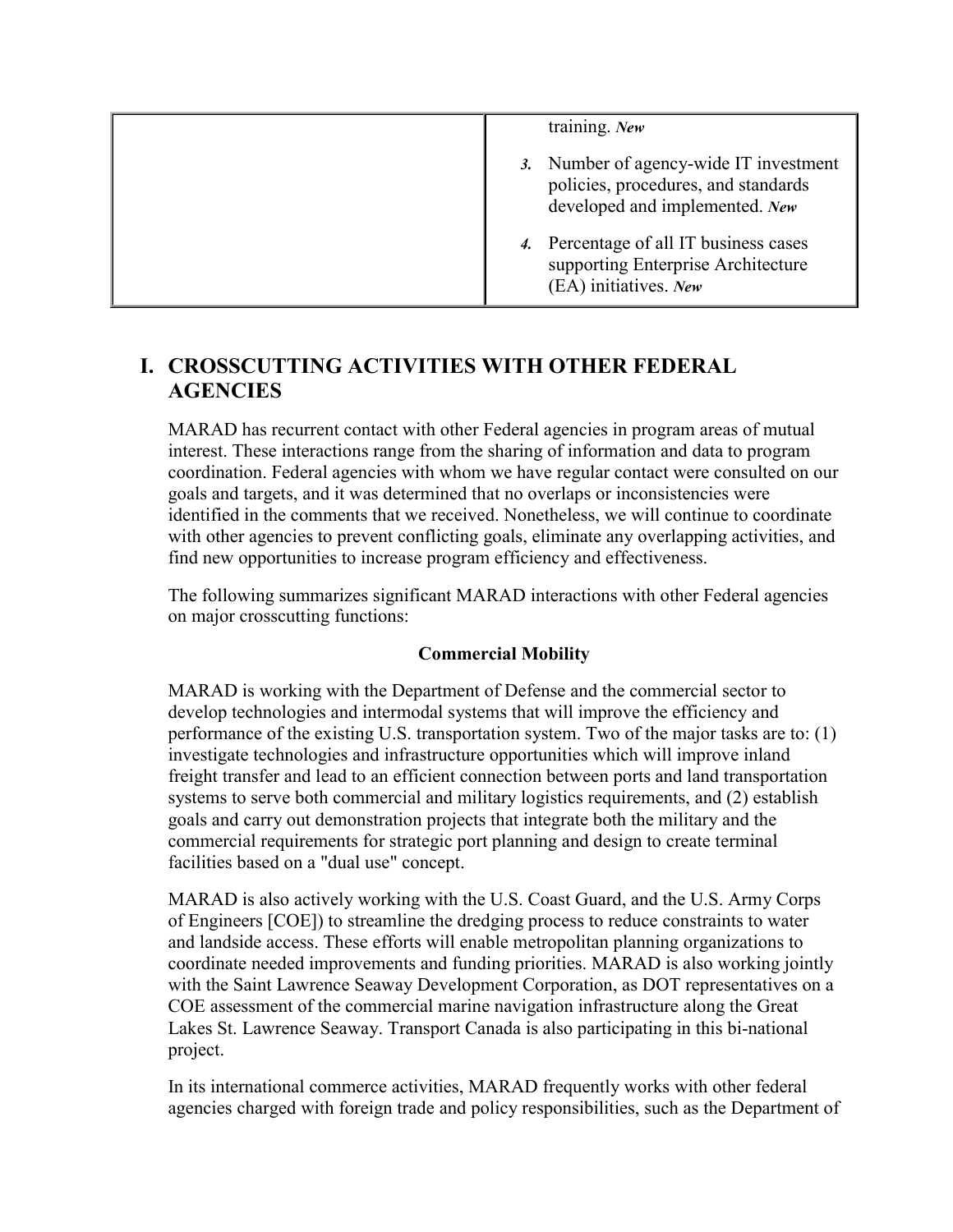| | training. ***New*** <br> ***3.*** Number of agency-wide IT investment policies, procedures, and standards developed and implemented. ***New*** <br> ***4.*** Percentage of all IT business cases supporting Enterprise Architecture (EA) initiatives. ***New*** |
|---|---|

## I. CROSSCUTTING ACTIVITIES WITH OTHER FEDERAL AGENCIES

MARAD has recurrent contact with other Federal agencies in program areas of mutual interest. These interactions range from the sharing of information and data to program coordination. Federal agencies with whom we have regular contact were consulted on our goals and targets, and it was determined that no overlaps or inconsistencies were identified in the comments that we received. Nonetheless, we will continue to coordinate with other agencies to prevent conflicting goals, eliminate any overlapping activities, and find new opportunities to increase program efficiency and effectiveness.

The following summarizes significant MARAD interactions with other Federal agencies on major crosscutting functions:

**Commercial Mobility**

MARAD is working with the Department of Defense and the commercial sector to develop technologies and intermodal systems that will improve the efficiency and performance of the existing U.S. transportation system. Two of the major tasks are to: (1) investigate technologies and infrastructure opportunities which will improve inland freight transfer and lead to an efficient connection between ports and land transportation systems to serve both commercial and military logistics requirements, and (2) establish goals and carry out demonstration projects that integrate both the military and the commercial requirements for strategic port planning and design to create terminal facilities based on a "dual use" concept.

MARAD is also actively working with the U.S. Coast Guard, and the U.S. Army Corps of Engineers [COE]) to streamline the dredging process to reduce constraints to water and landside access. These efforts will enable metropolitan planning organizations to coordinate needed improvements and funding priorities. MARAD is also working jointly with the Saint Lawrence Seaway Development Corporation, as DOT representatives on a COE assessment of the commercial marine navigation infrastructure along the Great Lakes St. Lawrence Seaway. Transport Canada is also participating in this bi-national project.

In its international commerce activities, MARAD frequently works with other federal agencies charged with foreign trade and policy responsibilities, such as the Department of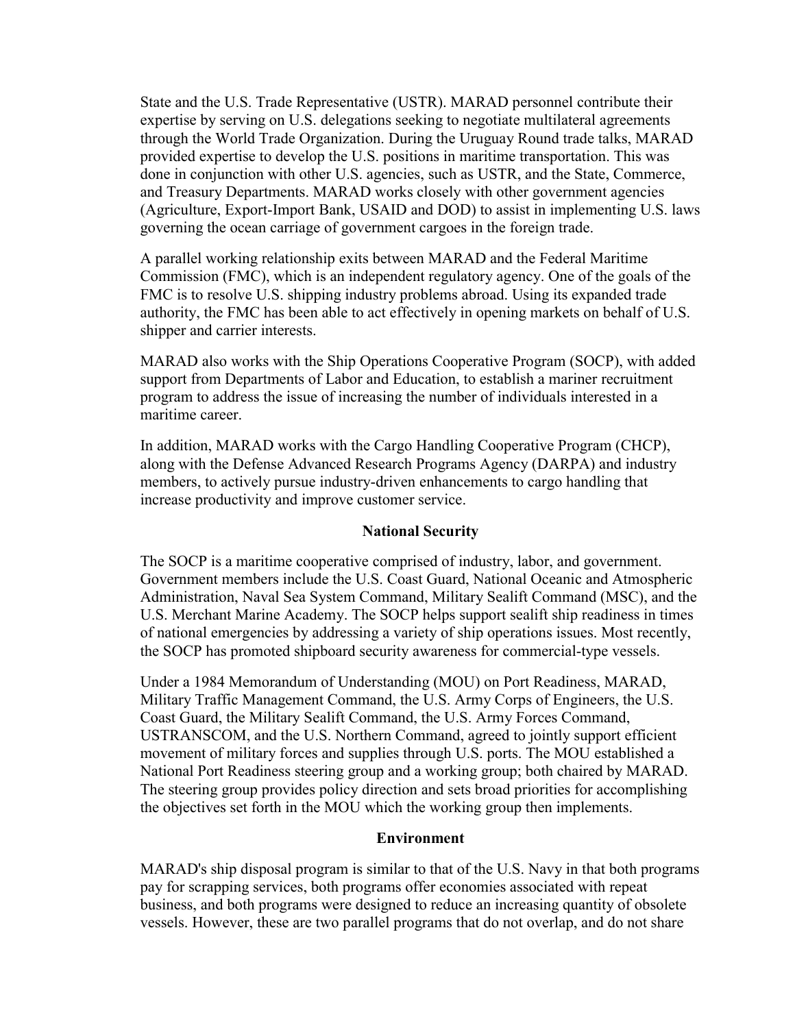State and the U.S. Trade Representative (USTR). MARAD personnel contribute their expertise by serving on U.S. delegations seeking to negotiate multilateral agreements through the World Trade Organization. During the Uruguay Round trade talks, MARAD provided expertise to develop the U.S. positions in maritime transportation. This was done in conjunction with other U.S. agencies, such as USTR, and the State, Commerce, and Treasury Departments. MARAD works closely with other government agencies (Agriculture, Export-Import Bank, USAID and DOD) to assist in implementing U.S. laws governing the ocean carriage of government cargoes in the foreign trade.

A parallel working relationship exits between MARAD and the Federal Maritime Commission (FMC), which is an independent regulatory agency. One of the goals of the FMC is to resolve U.S. shipping industry problems abroad. Using its expanded trade authority, the FMC has been able to act effectively in opening markets on behalf of U.S. shipper and carrier interests.

MARAD also works with the Ship Operations Cooperative Program (SOCP), with added support from Departments of Labor and Education, to establish a mariner recruitment program to address the issue of increasing the number of individuals interested in a maritime career.

In addition, MARAD works with the Cargo Handling Cooperative Program (CHCP), along with the Defense Advanced Research Programs Agency (DARPA) and industry members, to actively pursue industry-driven enhancements to cargo handling that increase productivity and improve customer service.

**National Security**

The SOCP is a maritime cooperative comprised of industry, labor, and government. Government members include the U.S. Coast Guard, National Oceanic and Atmospheric Administration, Naval Sea System Command, Military Sealift Command (MSC), and the U.S. Merchant Marine Academy. The SOCP helps support sealift ship readiness in times of national emergencies by addressing a variety of ship operations issues. Most recently, the SOCP has promoted shipboard security awareness for commercial-type vessels.

Under a 1984 Memorandum of Understanding (MOU) on Port Readiness, MARAD, Military Traffic Management Command, the U.S. Army Corps of Engineers, the U.S. Coast Guard, the Military Sealift Command, the U.S. Army Forces Command, USTRANSCOM, and the U.S. Northern Command, agreed to jointly support efficient movement of military forces and supplies through U.S. ports. The MOU established a National Port Readiness steering group and a working group; both chaired by MARAD. The steering group provides policy direction and sets broad priorities for accomplishing the objectives set forth in the MOU which the working group then implements.

**Environment**

MARAD's ship disposal program is similar to that of the U.S. Navy in that both programs pay for scrapping services, both programs offer economies associated with repeat business, and both programs were designed to reduce an increasing quantity of obsolete vessels. However, these are two parallel programs that do not overlap, and do not share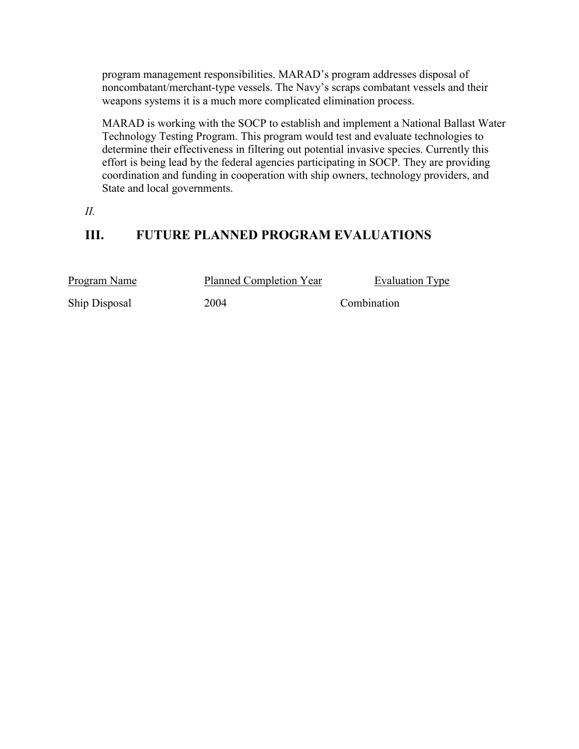program management responsibilities. MARAD's program addresses disposal of noncombatant/merchant-type vessels. The Navy's scraps combatant vessels and their weapons systems it is a much more complicated elimination process.

MARAD is working with the SOCP to establish and implement a National Ballast Water Technology Testing Program. This program would test and evaluate technologies to determine their effectiveness in filtering out potential invasive species. Currently this effort is being lead by the federal agencies participating in SOCP. They are providing coordination and funding in cooperation with ship owners, technology providers, and State and local governments.

*II.*

## III. FUTURE PLANNED PROGRAM EVALUATIONS

| Program Name | Planned Completion Year | Evaluation Type |
|---|---|---|
| Ship Disposal | 2004 | Combination |